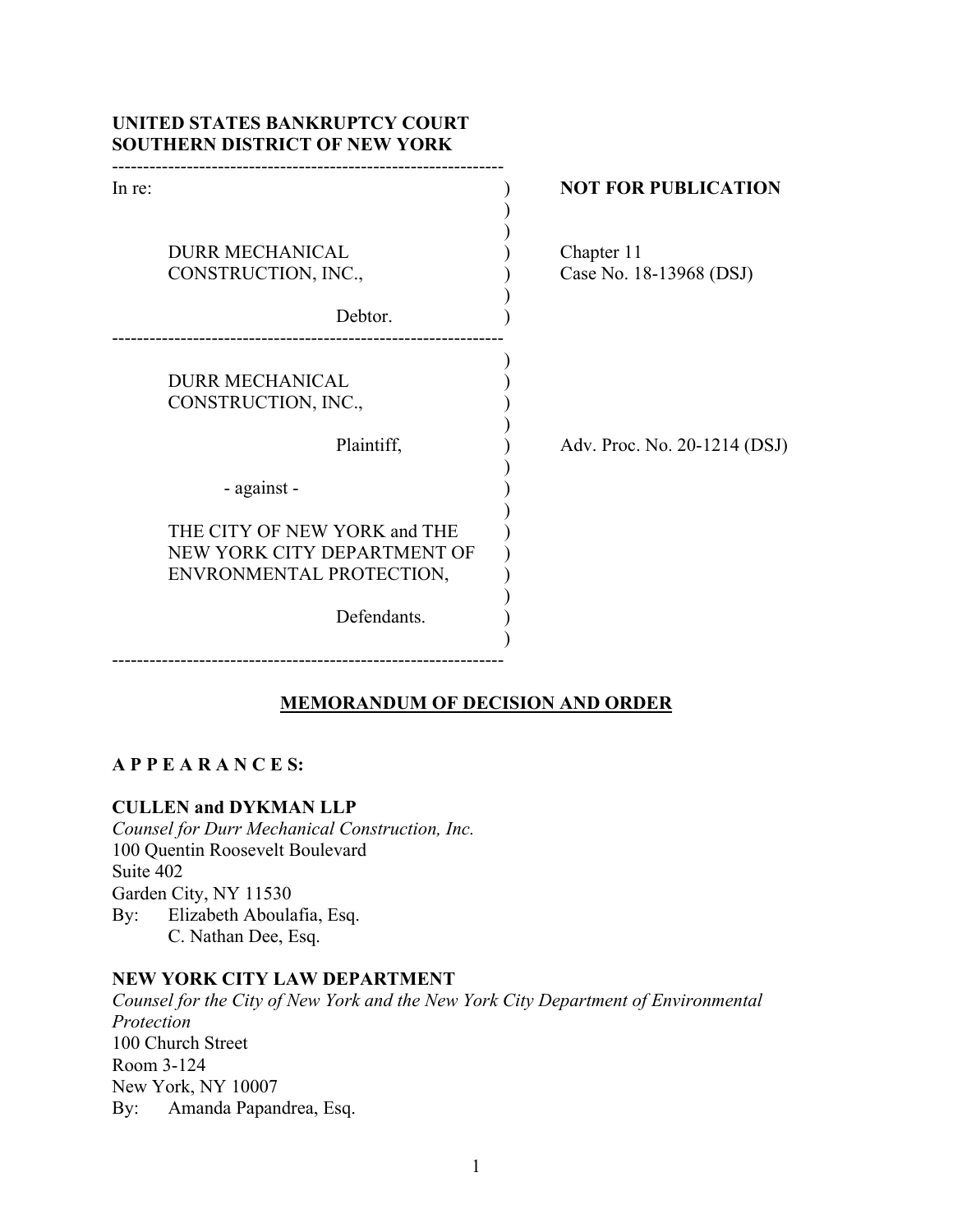**UNITED STATES BANKRUPTCY COURT**
**SOUTHERN DISTRICT OF NEW YORK**

| | |
|---|---|
| In re:<br><br>DURR MECHANICAL CONSTRUCTION, INC.,<br><br>Debtor. | **NOT FOR PUBLICATION**<br><br>Chapter 11<br>Case No. 18-13968 (DSJ) |
| DURR MECHANICAL CONSTRUCTION, INC.,<br><br>Plaintiff,<br><br>- against -<br><br>THE CITY OF NEW YORK and THE NEW YORK CITY DEPARTMENT OF ENVRONMENTAL PROTECTION,<br><br>Defendants. | Adv. Proc. No. 20-1214 (DSJ) |

## MEMORANDUM OF DECISION AND ORDER

**A P P E A R A N C E S:**

**CULLEN and DYKMAN LLP**
*Counsel for Durr Mechanical Construction, Inc.*
100 Quentin Roosevelt Boulevard
Suite 402
Garden City, NY 11530
By: Elizabeth Aboulafia, Esq.
C. Nathan Dee, Esq.

**NEW YORK CITY LAW DEPARTMENT**
*Counsel for the City of New York and the New York City Department of Environmental Protection*
100 Church Street
Room 3-124
New York, NY 10007
By: Amanda Papandrea, Esq.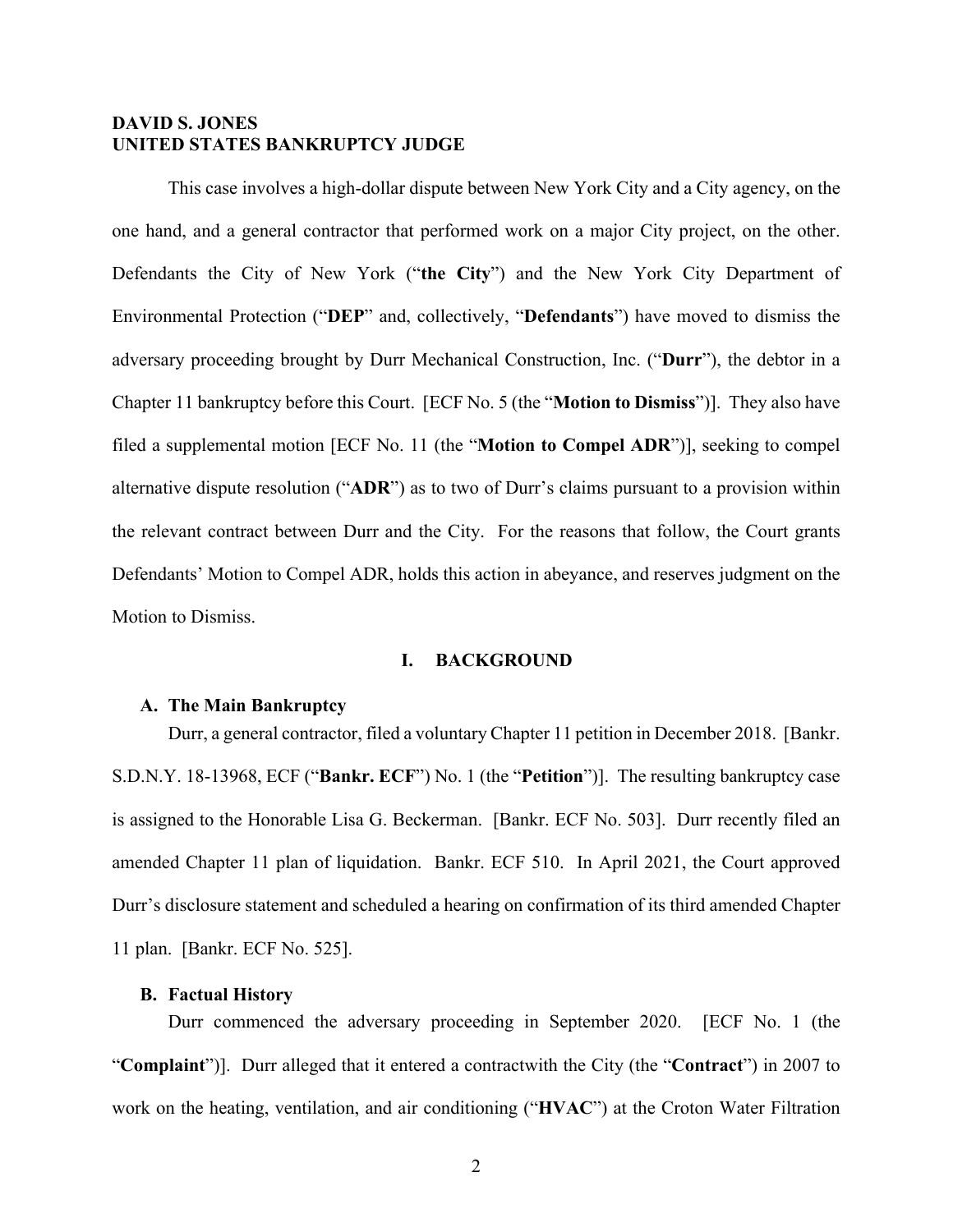**DAVID S. JONES**
**UNITED STATES BANKRUPTCY JUDGE**

This case involves a high-dollar dispute between New York City and a City agency, on the one hand, and a general contractor that performed work on a major City project, on the other. Defendants the City of New York ("**the City**") and the New York City Department of Environmental Protection ("**DEP**" and, collectively, "**Defendants**") have moved to dismiss the adversary proceeding brought by Durr Mechanical Construction, Inc. ("**Durr**"), the debtor in a Chapter 11 bankruptcy before this Court. [ECF No. 5 (the "**Motion to Dismiss**")]. They also have filed a supplemental motion [ECF No. 11 (the "**Motion to Compel ADR**")], seeking to compel alternative dispute resolution ("**ADR**") as to two of Durr's claims pursuant to a provision within the relevant contract between Durr and the City. For the reasons that follow, the Court grants Defendants' Motion to Compel ADR, holds this action in abeyance, and reserves judgment on the Motion to Dismiss.

## I. BACKGROUND

### A. The Main Bankruptcy

Durr, a general contractor, filed a voluntary Chapter 11 petition in December 2018. [Bankr. S.D.N.Y. 18-13968, ECF ("**Bankr. ECF**") No. 1 (the "**Petition**")]. The resulting bankruptcy case is assigned to the Honorable Lisa G. Beckerman. [Bankr. ECF No. 503]. Durr recently filed an amended Chapter 11 plan of liquidation. Bankr. ECF 510. In April 2021, the Court approved Durr's disclosure statement and scheduled a hearing on confirmation of its third amended Chapter 11 plan. [Bankr. ECF No. 525].

### B. Factual History

Durr commenced the adversary proceeding in September 2020. [ECF No. 1 (the "**Complaint**")]. Durr alleged that it entered a contractwith the City (the "**Contract**") in 2007 to work on the heating, ventilation, and air conditioning ("**HVAC**") at the Croton Water Filtration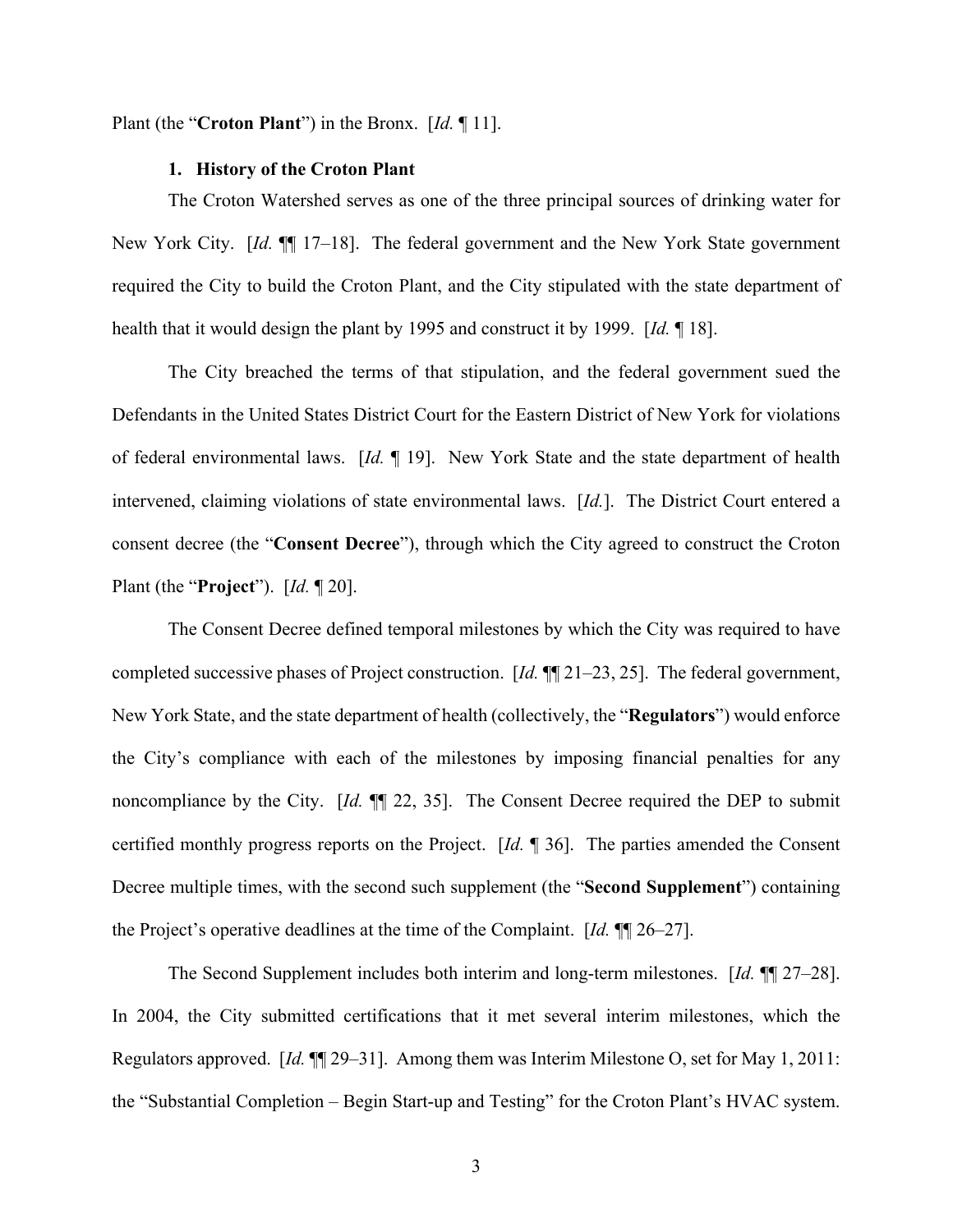Plant (the "**Croton Plant**") in the Bronx. [*Id.* ¶ 11].

### 1. History of the Croton Plant

The Croton Watershed serves as one of the three principal sources of drinking water for New York City. [*Id.* ¶¶ 17–18]. The federal government and the New York State government required the City to build the Croton Plant, and the City stipulated with the state department of health that it would design the plant by 1995 and construct it by 1999. [*Id.* ¶ 18].

The City breached the terms of that stipulation, and the federal government sued the Defendants in the United States District Court for the Eastern District of New York for violations of federal environmental laws. [*Id.* ¶ 19]. New York State and the state department of health intervened, claiming violations of state environmental laws. [*Id.*]. The District Court entered a consent decree (the "**Consent Decree**"), through which the City agreed to construct the Croton Plant (the "**Project**"). [*Id.* ¶ 20].

The Consent Decree defined temporal milestones by which the City was required to have completed successive phases of Project construction. [*Id.* ¶¶ 21–23, 25]. The federal government, New York State, and the state department of health (collectively, the "**Regulators**") would enforce the City's compliance with each of the milestones by imposing financial penalties for any noncompliance by the City. [*Id.* ¶¶ 22, 35]. The Consent Decree required the DEP to submit certified monthly progress reports on the Project. [*Id.* ¶ 36]. The parties amended the Consent Decree multiple times, with the second such supplement (the "**Second Supplement**") containing the Project's operative deadlines at the time of the Complaint. [*Id.* ¶¶ 26–27].

The Second Supplement includes both interim and long-term milestones. [*Id.* ¶¶ 27–28]. In 2004, the City submitted certifications that it met several interim milestones, which the Regulators approved. [*Id.* ¶¶ 29–31]. Among them was Interim Milestone O, set for May 1, 2011: the "Substantial Completion – Begin Start-up and Testing" for the Croton Plant's HVAC system.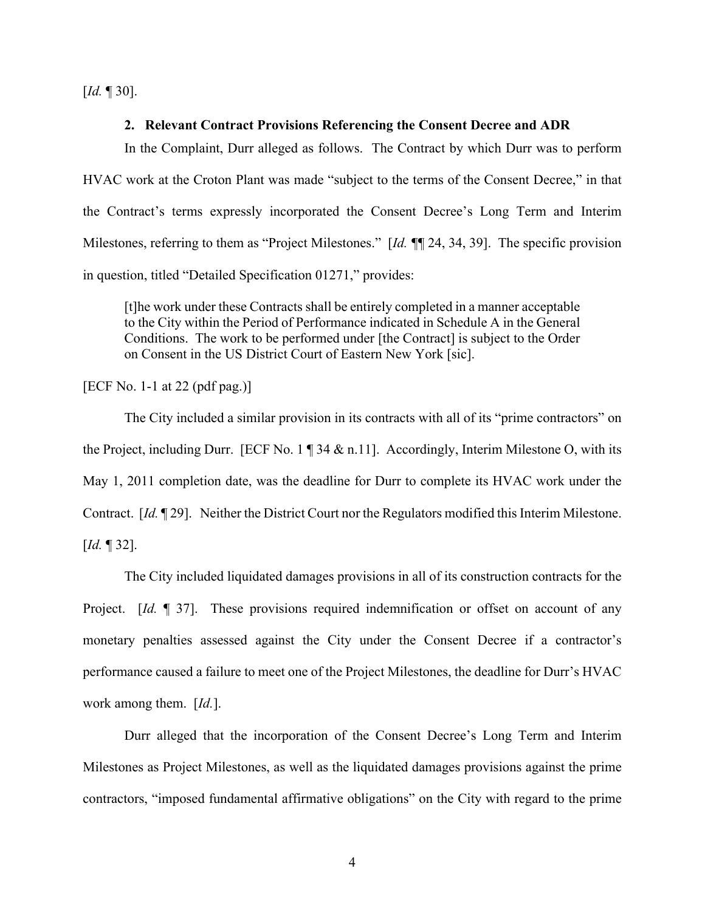[*Id.* ¶ 30].

### 2. Relevant Contract Provisions Referencing the Consent Decree and ADR

In the Complaint, Durr alleged as follows. The Contract by which Durr was to perform HVAC work at the Croton Plant was made "subject to the terms of the Consent Decree," in that the Contract's terms expressly incorporated the Consent Decree's Long Term and Interim Milestones, referring to them as "Project Milestones." [*Id.* ¶¶ 24, 34, 39]. The specific provision in question, titled "Detailed Specification 01271," provides:

> [t]he work under these Contracts shall be entirely completed in a manner acceptable to the City within the Period of Performance indicated in Schedule A in the General Conditions. The work to be performed under [the Contract] is subject to the Order on Consent in the US District Court of Eastern New York [sic].

[ECF No. 1-1 at 22 (pdf pag.)]

The City included a similar provision in its contracts with all of its "prime contractors" on the Project, including Durr. [ECF No. 1 ¶ 34 & n.11]. Accordingly, Interim Milestone O, with its May 1, 2011 completion date, was the deadline for Durr to complete its HVAC work under the Contract. [*Id.* ¶ 29]. Neither the District Court nor the Regulators modified this Interim Milestone. [*Id.* ¶ 32].

The City included liquidated damages provisions in all of its construction contracts for the Project. [*Id.* ¶ 37]. These provisions required indemnification or offset on account of any monetary penalties assessed against the City under the Consent Decree if a contractor's performance caused a failure to meet one of the Project Milestones, the deadline for Durr's HVAC work among them. [*Id.*].

Durr alleged that the incorporation of the Consent Decree's Long Term and Interim Milestones as Project Milestones, as well as the liquidated damages provisions against the prime contractors, "imposed fundamental affirmative obligations" on the City with regard to the prime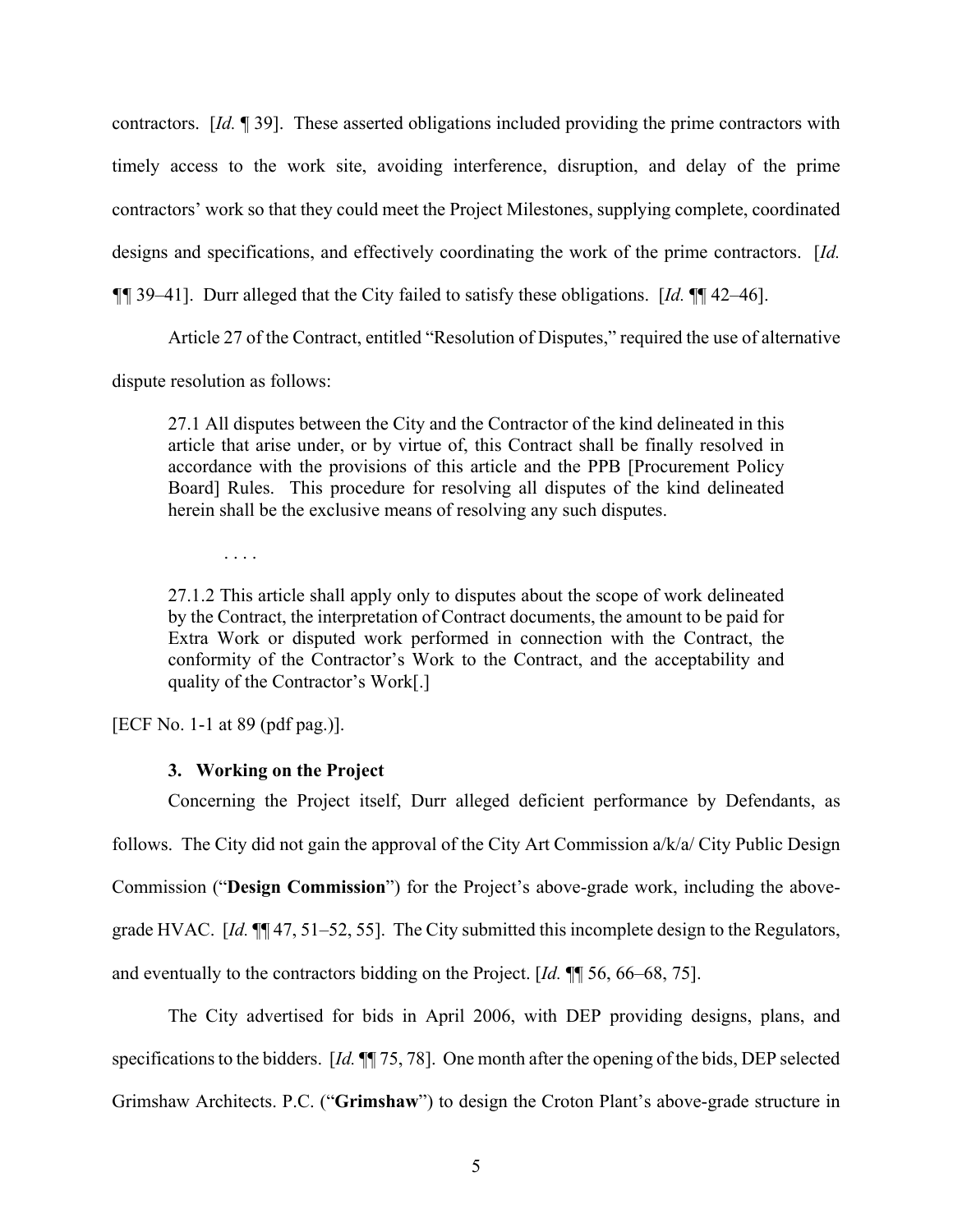contractors. [*Id.* ¶ 39]. These asserted obligations included providing the prime contractors with timely access to the work site, avoiding interference, disruption, and delay of the prime contractors' work so that they could meet the Project Milestones, supplying complete, coordinated designs and specifications, and effectively coordinating the work of the prime contractors. [*Id.* ¶¶ 39–41]. Durr alleged that the City failed to satisfy these obligations. [*Id.* ¶¶ 42–46].

Article 27 of the Contract, entitled "Resolution of Disputes," required the use of alternative dispute resolution as follows:

> 27.1 All disputes between the City and the Contractor of the kind delineated in this article that arise under, or by virtue of, this Contract shall be finally resolved in accordance with the provisions of this article and the PPB [Procurement Policy Board] Rules. This procedure for resolving all disputes of the kind delineated herein shall be the exclusive means of resolving any such disputes.
>
> . . . .
>
> 27.1.2 This article shall apply only to disputes about the scope of work delineated by the Contract, the interpretation of Contract documents, the amount to be paid for Extra Work or disputed work performed in connection with the Contract, the conformity of the Contractor's Work to the Contract, and the acceptability and quality of the Contractor's Work[.]

[ECF No. 1-1 at 89 (pdf pag.)].

### 3. Working on the Project

Concerning the Project itself, Durr alleged deficient performance by Defendants, as follows. The City did not gain the approval of the City Art Commission a/k/a/ City Public Design Commission ("**Design Commission**") for the Project's above-grade work, including the above-grade HVAC. [*Id.* ¶¶ 47, 51–52, 55]. The City submitted this incomplete design to the Regulators, and eventually to the contractors bidding on the Project. [*Id.* ¶¶ 56, 66–68, 75].

The City advertised for bids in April 2006, with DEP providing designs, plans, and specifications to the bidders. [*Id.* ¶¶ 75, 78]. One month after the opening of the bids, DEP selected Grimshaw Architects. P.C. ("**Grimshaw**") to design the Croton Plant's above-grade structure in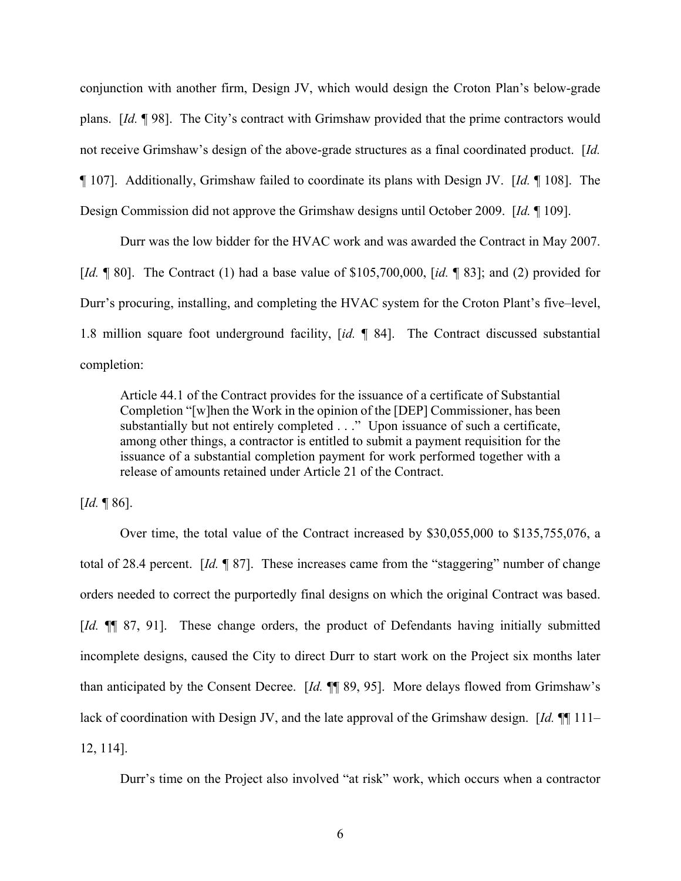conjunction with another firm, Design JV, which would design the Croton Plan's below-grade plans. [*Id.* ¶ 98]. The City's contract with Grimshaw provided that the prime contractors would not receive Grimshaw's design of the above-grade structures as a final coordinated product. [*Id.* ¶ 107]. Additionally, Grimshaw failed to coordinate its plans with Design JV. [*Id.* ¶ 108]. The Design Commission did not approve the Grimshaw designs until October 2009. [*Id.* ¶ 109].

Durr was the low bidder for the HVAC work and was awarded the Contract in May 2007. [*Id.* ¶ 80]. The Contract (1) had a base value of $105,700,000, [*id.* ¶ 83]; and (2) provided for Durr's procuring, installing, and completing the HVAC system for the Croton Plant's five–level, 1.8 million square foot underground facility, [*id.* ¶ 84]. The Contract discussed substantial completion:

> Article 44.1 of the Contract provides for the issuance of a certificate of Substantial Completion "[w]hen the Work in the opinion of the [DEP] Commissioner, has been substantially but not entirely completed . . ." Upon issuance of such a certificate, among other things, a contractor is entitled to submit a payment requisition for the issuance of a substantial completion payment for work performed together with a release of amounts retained under Article 21 of the Contract.

[*Id.* ¶ 86].

Over time, the total value of the Contract increased by $30,055,000 to $135,755,076, a total of 28.4 percent. [*Id.* ¶ 87]. These increases came from the "staggering" number of change orders needed to correct the purportedly final designs on which the original Contract was based. [*Id.* ¶¶ 87, 91]. These change orders, the product of Defendants having initially submitted incomplete designs, caused the City to direct Durr to start work on the Project six months later than anticipated by the Consent Decree. [*Id.* ¶¶ 89, 95]. More delays flowed from Grimshaw's lack of coordination with Design JV, and the late approval of the Grimshaw design. [*Id.* ¶¶ 111–12, 114].

Durr's time on the Project also involved "at risk" work, which occurs when a contractor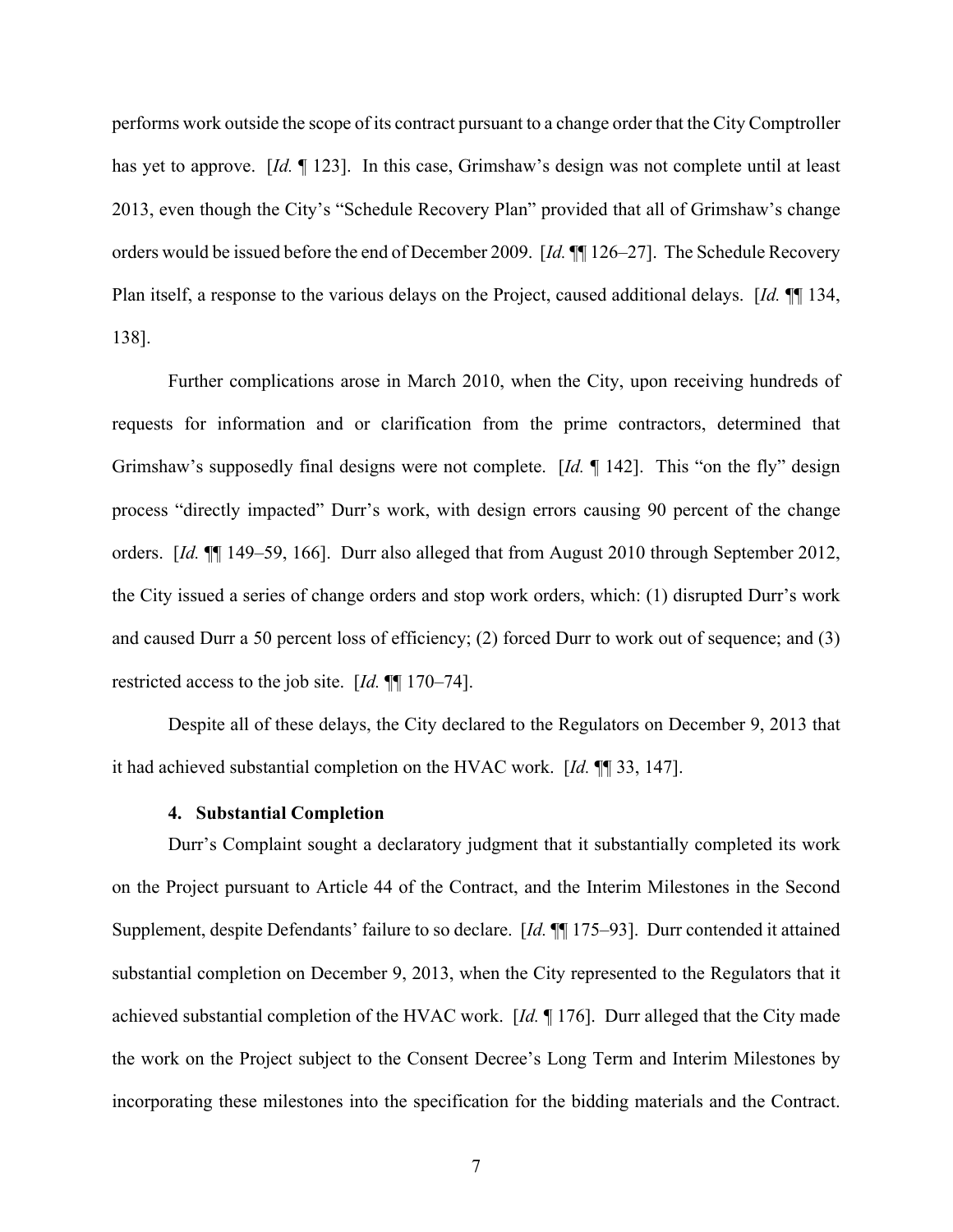performs work outside the scope of its contract pursuant to a change order that the City Comptroller has yet to approve. [*Id.* ¶ 123]. In this case, Grimshaw's design was not complete until at least 2013, even though the City's "Schedule Recovery Plan" provided that all of Grimshaw's change orders would be issued before the end of December 2009. [*Id.* ¶¶ 126–27]. The Schedule Recovery Plan itself, a response to the various delays on the Project, caused additional delays. [*Id.* ¶¶ 134, 138].

Further complications arose in March 2010, when the City, upon receiving hundreds of requests for information and or clarification from the prime contractors, determined that Grimshaw's supposedly final designs were not complete. [*Id.* ¶ 142]. This "on the fly" design process "directly impacted" Durr's work, with design errors causing 90 percent of the change orders. [*Id.* ¶¶ 149–59, 166]. Durr also alleged that from August 2010 through September 2012, the City issued a series of change orders and stop work orders, which: (1) disrupted Durr's work and caused Durr a 50 percent loss of efficiency; (2) forced Durr to work out of sequence; and (3) restricted access to the job site. [*Id.* ¶¶ 170–74].

Despite all of these delays, the City declared to the Regulators on December 9, 2013 that it had achieved substantial completion on the HVAC work. [*Id.* ¶¶ 33, 147].

#### 4. Substantial Completion

Durr's Complaint sought a declaratory judgment that it substantially completed its work on the Project pursuant to Article 44 of the Contract, and the Interim Milestones in the Second Supplement, despite Defendants' failure to so declare. [*Id.* ¶¶ 175–93]. Durr contended it attained substantial completion on December 9, 2013, when the City represented to the Regulators that it achieved substantial completion of the HVAC work. [*Id.* ¶ 176]. Durr alleged that the City made the work on the Project subject to the Consent Decree's Long Term and Interim Milestones by incorporating these milestones into the specification for the bidding materials and the Contract.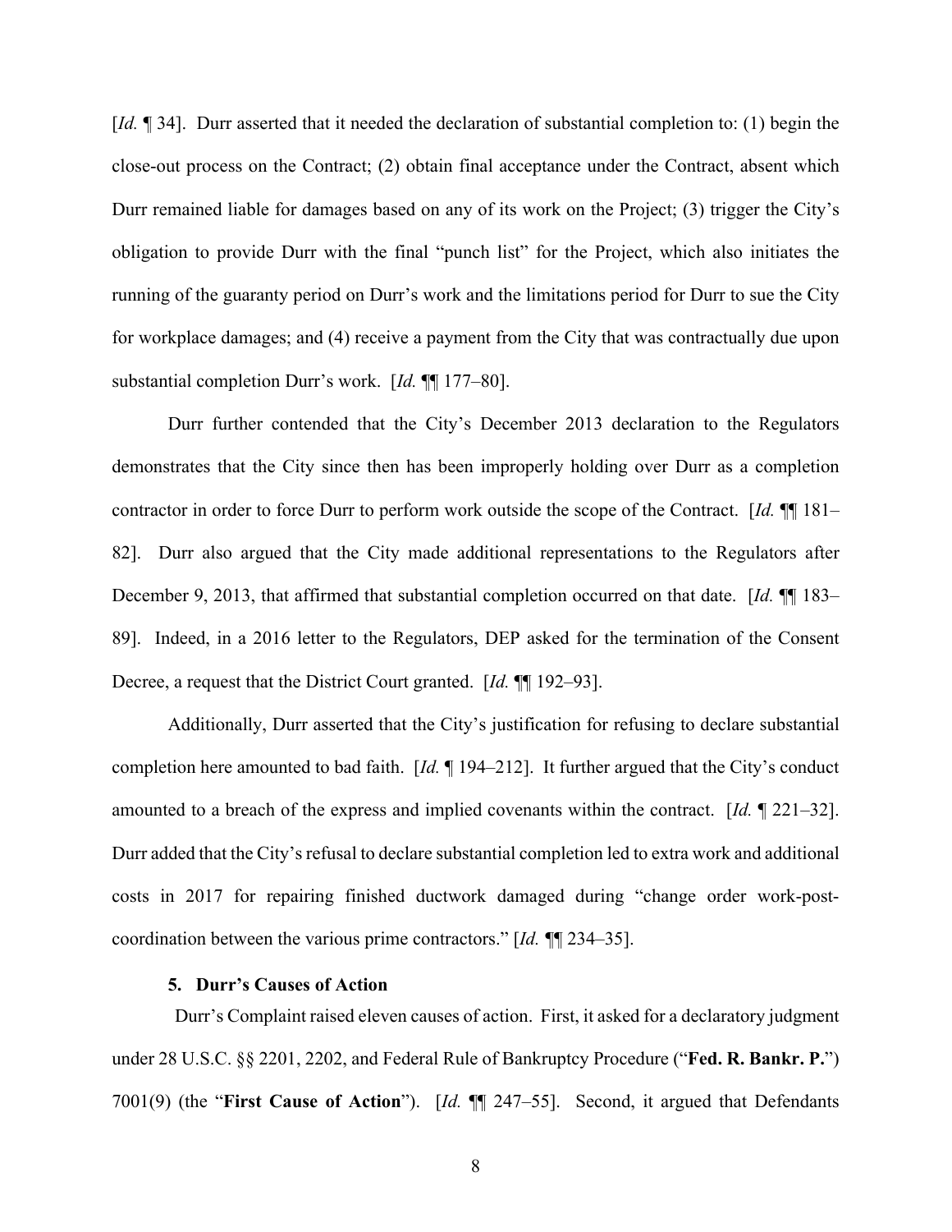[*Id.* ¶ 34]. Durr asserted that it needed the declaration of substantial completion to: (1) begin the close-out process on the Contract; (2) obtain final acceptance under the Contract, absent which Durr remained liable for damages based on any of its work on the Project; (3) trigger the City's obligation to provide Durr with the final "punch list" for the Project, which also initiates the running of the guaranty period on Durr's work and the limitations period for Durr to sue the City for workplace damages; and (4) receive a payment from the City that was contractually due upon substantial completion Durr's work. [*Id.* ¶¶ 177–80].

Durr further contended that the City's December 2013 declaration to the Regulators demonstrates that the City since then has been improperly holding over Durr as a completion contractor in order to force Durr to perform work outside the scope of the Contract. [*Id.* ¶¶ 181–82]. Durr also argued that the City made additional representations to the Regulators after December 9, 2013, that affirmed that substantial completion occurred on that date. [*Id.* ¶¶ 183–89]. Indeed, in a 2016 letter to the Regulators, DEP asked for the termination of the Consent Decree, a request that the District Court granted. [*Id.* ¶¶ 192–93].

Additionally, Durr asserted that the City's justification for refusing to declare substantial completion here amounted to bad faith. [*Id.* ¶ 194–212]. It further argued that the City's conduct amounted to a breach of the express and implied covenants within the contract. [*Id.* ¶ 221–32]. Durr added that the City's refusal to declare substantial completion led to extra work and additional costs in 2017 for repairing finished ductwork damaged during "change order work-post-coordination between the various prime contractors." [*Id.* ¶¶ 234–35].

### 5. Durr's Causes of Action

Durr's Complaint raised eleven causes of action. First, it asked for a declaratory judgment under 28 U.S.C. §§ 2201, 2202, and Federal Rule of Bankruptcy Procedure ("**Fed. R. Bankr. P.**") 7001(9) (the "**First Cause of Action**"). [*Id.* ¶¶ 247–55]. Second, it argued that Defendants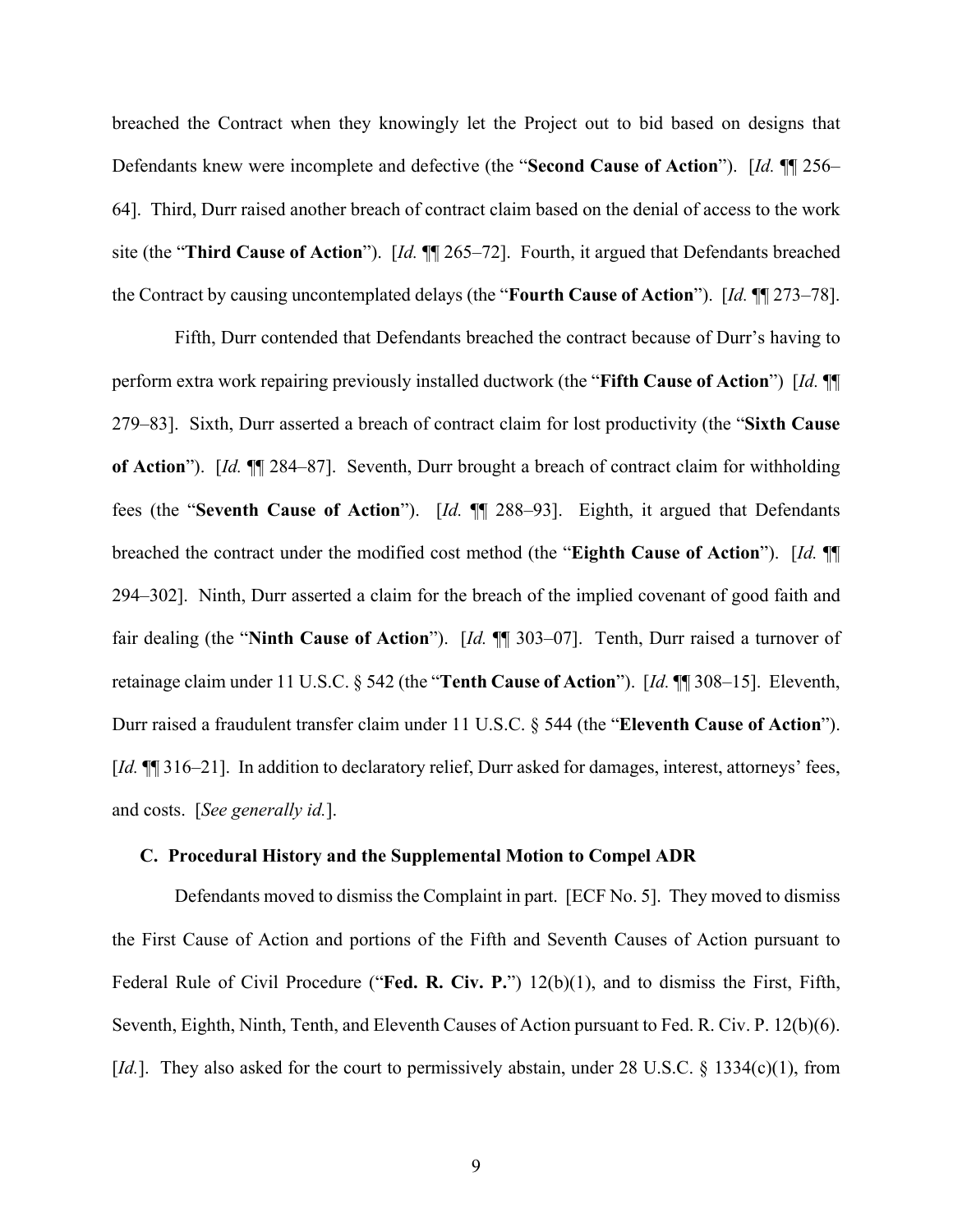breached the Contract when they knowingly let the Project out to bid based on designs that Defendants knew were incomplete and defective (the "**Second Cause of Action**"). [*Id.* ¶¶ 256–64]. Third, Durr raised another breach of contract claim based on the denial of access to the work site (the "**Third Cause of Action**"). [*Id.* ¶¶ 265–72]. Fourth, it argued that Defendants breached the Contract by causing uncontemplated delays (the "**Fourth Cause of Action**"). [*Id.* ¶¶ 273–78].

Fifth, Durr contended that Defendants breached the contract because of Durr's having to perform extra work repairing previously installed ductwork (the "**Fifth Cause of Action**") [*Id.* ¶¶ 279–83]. Sixth, Durr asserted a breach of contract claim for lost productivity (the "**Sixth Cause of Action**"). [*Id.* ¶¶ 284–87]. Seventh, Durr brought a breach of contract claim for withholding fees (the "**Seventh Cause of Action**"). [*Id.* ¶¶ 288–93]. Eighth, it argued that Defendants breached the contract under the modified cost method (the "**Eighth Cause of Action**"). [*Id.* ¶¶ 294–302]. Ninth, Durr asserted a claim for the breach of the implied covenant of good faith and fair dealing (the "**Ninth Cause of Action**"). [*Id.* ¶¶ 303–07]. Tenth, Durr raised a turnover of retainage claim under 11 U.S.C. § 542 (the "**Tenth Cause of Action**"). [*Id.* ¶¶ 308–15]. Eleventh, Durr raised a fraudulent transfer claim under 11 U.S.C. § 544 (the "**Eleventh Cause of Action**"). [*Id.* ¶¶ 316–21]. In addition to declaratory relief, Durr asked for damages, interest, attorneys' fees, and costs. [*See generally id.*].

### C. Procedural History and the Supplemental Motion to Compel ADR

Defendants moved to dismiss the Complaint in part. [ECF No. 5]. They moved to dismiss the First Cause of Action and portions of the Fifth and Seventh Causes of Action pursuant to Federal Rule of Civil Procedure ("**Fed. R. Civ. P.**") 12(b)(1), and to dismiss the First, Fifth, Seventh, Eighth, Ninth, Tenth, and Eleventh Causes of Action pursuant to Fed. R. Civ. P. 12(b)(6). [*Id.*]. They also asked for the court to permissively abstain, under 28 U.S.C. § 1334(c)(1), from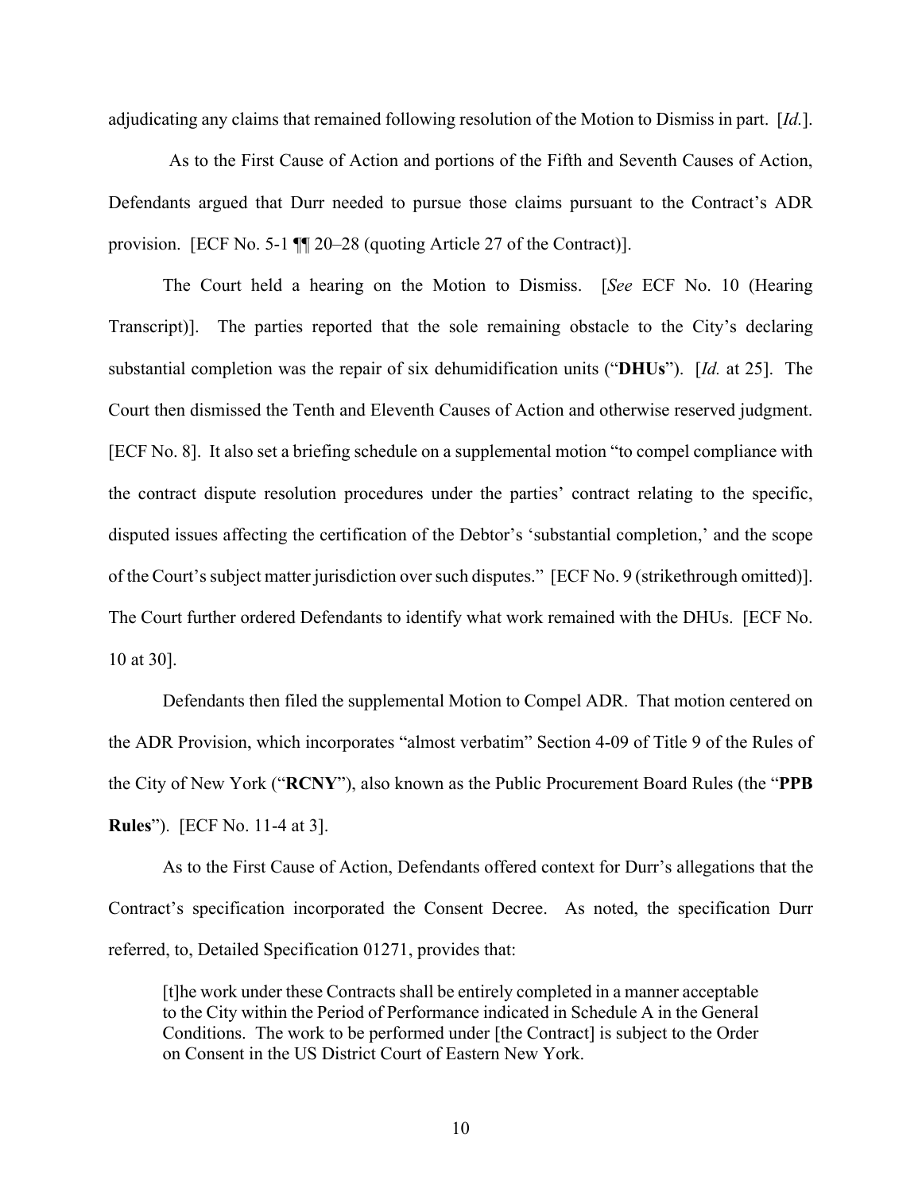adjudicating any claims that remained following resolution of the Motion to Dismiss in part. [*Id.*].

As to the First Cause of Action and portions of the Fifth and Seventh Causes of Action, Defendants argued that Durr needed to pursue those claims pursuant to the Contract's ADR provision. [ECF No. 5-1 ¶¶ 20–28 (quoting Article 27 of the Contract)].

The Court held a hearing on the Motion to Dismiss. [*See* ECF No. 10 (Hearing Transcript)]. The parties reported that the sole remaining obstacle to the City's declaring substantial completion was the repair of six dehumidification units ("**DHUs**"). [*Id.* at 25]. The Court then dismissed the Tenth and Eleventh Causes of Action and otherwise reserved judgment. [ECF No. 8]. It also set a briefing schedule on a supplemental motion "to compel compliance with the contract dispute resolution procedures under the parties' contract relating to the specific, disputed issues affecting the certification of the Debtor's 'substantial completion,' and the scope of the Court's subject matter jurisdiction over such disputes." [ECF No. 9 (strikethrough omitted)]. The Court further ordered Defendants to identify what work remained with the DHUs. [ECF No. 10 at 30].

Defendants then filed the supplemental Motion to Compel ADR. That motion centered on the ADR Provision, which incorporates "almost verbatim" Section 4-09 of Title 9 of the Rules of the City of New York ("**RCNY**"), also known as the Public Procurement Board Rules (the "**PPB Rules**"). [ECF No. 11-4 at 3].

As to the First Cause of Action, Defendants offered context for Durr's allegations that the Contract's specification incorporated the Consent Decree. As noted, the specification Durr referred, to, Detailed Specification 01271, provides that:

> [t]he work under these Contracts shall be entirely completed in a manner acceptable to the City within the Period of Performance indicated in Schedule A in the General Conditions. The work to be performed under [the Contract] is subject to the Order on Consent in the US District Court of Eastern New York.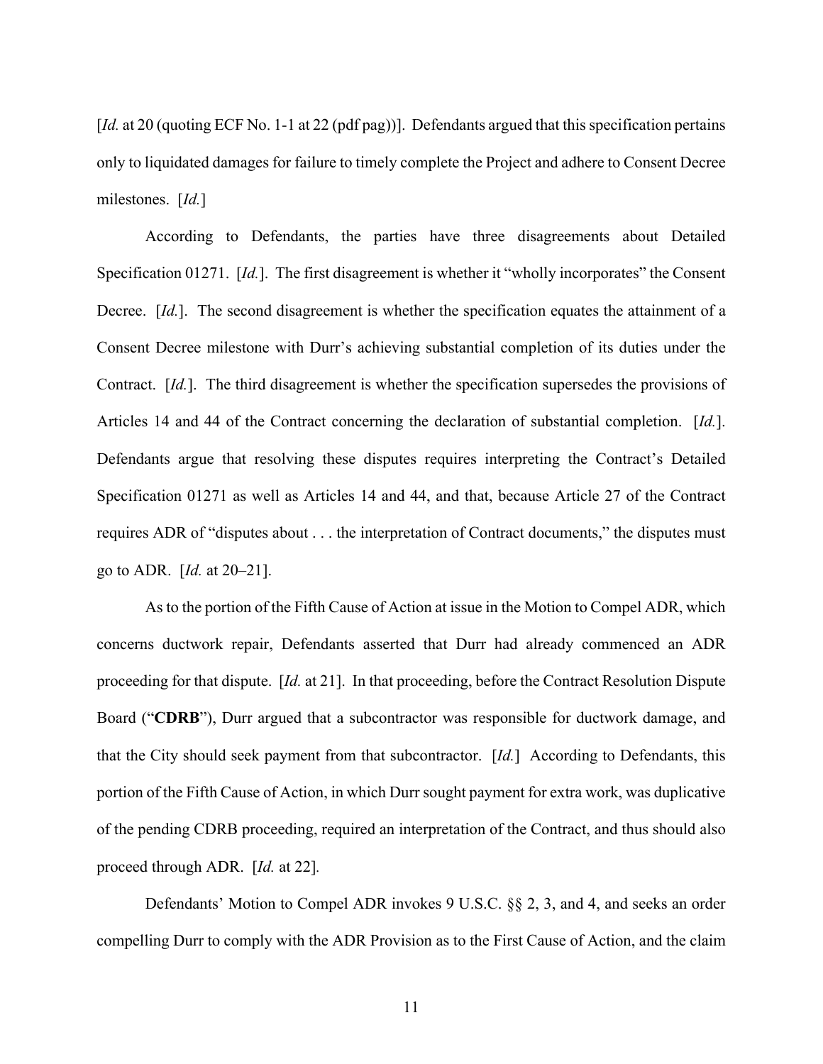[*Id.* at 20 (quoting ECF No. 1-1 at 22 (pdf pag))]. Defendants argued that this specification pertains only to liquidated damages for failure to timely complete the Project and adhere to Consent Decree milestones. [*Id.*]

According to Defendants, the parties have three disagreements about Detailed Specification 01271. [*Id.*]. The first disagreement is whether it "wholly incorporates" the Consent Decree. [*Id.*]. The second disagreement is whether the specification equates the attainment of a Consent Decree milestone with Durr's achieving substantial completion of its duties under the Contract. [*Id.*]. The third disagreement is whether the specification supersedes the provisions of Articles 14 and 44 of the Contract concerning the declaration of substantial completion. [*Id.*]. Defendants argue that resolving these disputes requires interpreting the Contract's Detailed Specification 01271 as well as Articles 14 and 44, and that, because Article 27 of the Contract requires ADR of "disputes about . . . the interpretation of Contract documents," the disputes must go to ADR. [*Id.* at 20–21].

As to the portion of the Fifth Cause of Action at issue in the Motion to Compel ADR, which concerns ductwork repair, Defendants asserted that Durr had already commenced an ADR proceeding for that dispute. [*Id.* at 21]. In that proceeding, before the Contract Resolution Dispute Board ("**CDRB**"), Durr argued that a subcontractor was responsible for ductwork damage, and that the City should seek payment from that subcontractor. [*Id.*] According to Defendants, this portion of the Fifth Cause of Action, in which Durr sought payment for extra work, was duplicative of the pending CDRB proceeding, required an interpretation of the Contract, and thus should also proceed through ADR. [*Id.* at 22].

Defendants' Motion to Compel ADR invokes 9 U.S.C. §§ 2, 3, and 4, and seeks an order compelling Durr to comply with the ADR Provision as to the First Cause of Action, and the claim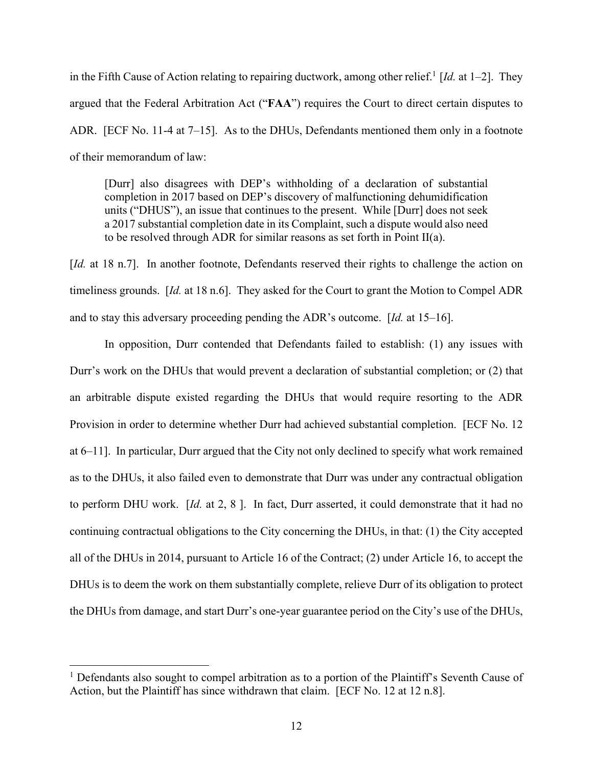in the Fifth Cause of Action relating to repairing ductwork, among other relief.[1] [*Id.* at 1–2]. They argued that the Federal Arbitration Act ("**FAA**") requires the Court to direct certain disputes to ADR. [ECF No. 11-4 at 7–15]. As to the DHUs, Defendants mentioned them only in a footnote of their memorandum of law:

> [Durr] also disagrees with DEP's withholding of a declaration of substantial completion in 2017 based on DEP's discovery of malfunctioning dehumidification units ("DHUS"), an issue that continues to the present. While [Durr] does not seek a 2017 substantial completion date in its Complaint, such a dispute would also need to be resolved through ADR for similar reasons as set forth in Point II(a).

[*Id.* at 18 n.7]. In another footnote, Defendants reserved their rights to challenge the action on timeliness grounds. [*Id.* at 18 n.6]. They asked for the Court to grant the Motion to Compel ADR and to stay this adversary proceeding pending the ADR's outcome. [*Id.* at 15–16].

In opposition, Durr contended that Defendants failed to establish: (1) any issues with Durr's work on the DHUs that would prevent a declaration of substantial completion; or (2) that an arbitrable dispute existed regarding the DHUs that would require resorting to the ADR Provision in order to determine whether Durr had achieved substantial completion. [ECF No. 12 at 6–11]. In particular, Durr argued that the City not only declined to specify what work remained as to the DHUs, it also failed even to demonstrate that Durr was under any contractual obligation to perform DHU work. [*Id.* at 2, 8 ]. In fact, Durr asserted, it could demonstrate that it had no continuing contractual obligations to the City concerning the DHUs, in that: (1) the City accepted all of the DHUs in 2014, pursuant to Article 16 of the Contract; (2) under Article 16, to accept the DHUs is to deem the work on them substantially complete, relieve Durr of its obligation to protect the DHUs from damage, and start Durr's one-year guarantee period on the City's use of the DHUs,

---

[1] Defendants also sought to compel arbitration as to a portion of the Plaintiff's Seventh Cause of Action, but the Plaintiff has since withdrawn that claim. [ECF No. 12 at 12 n.8].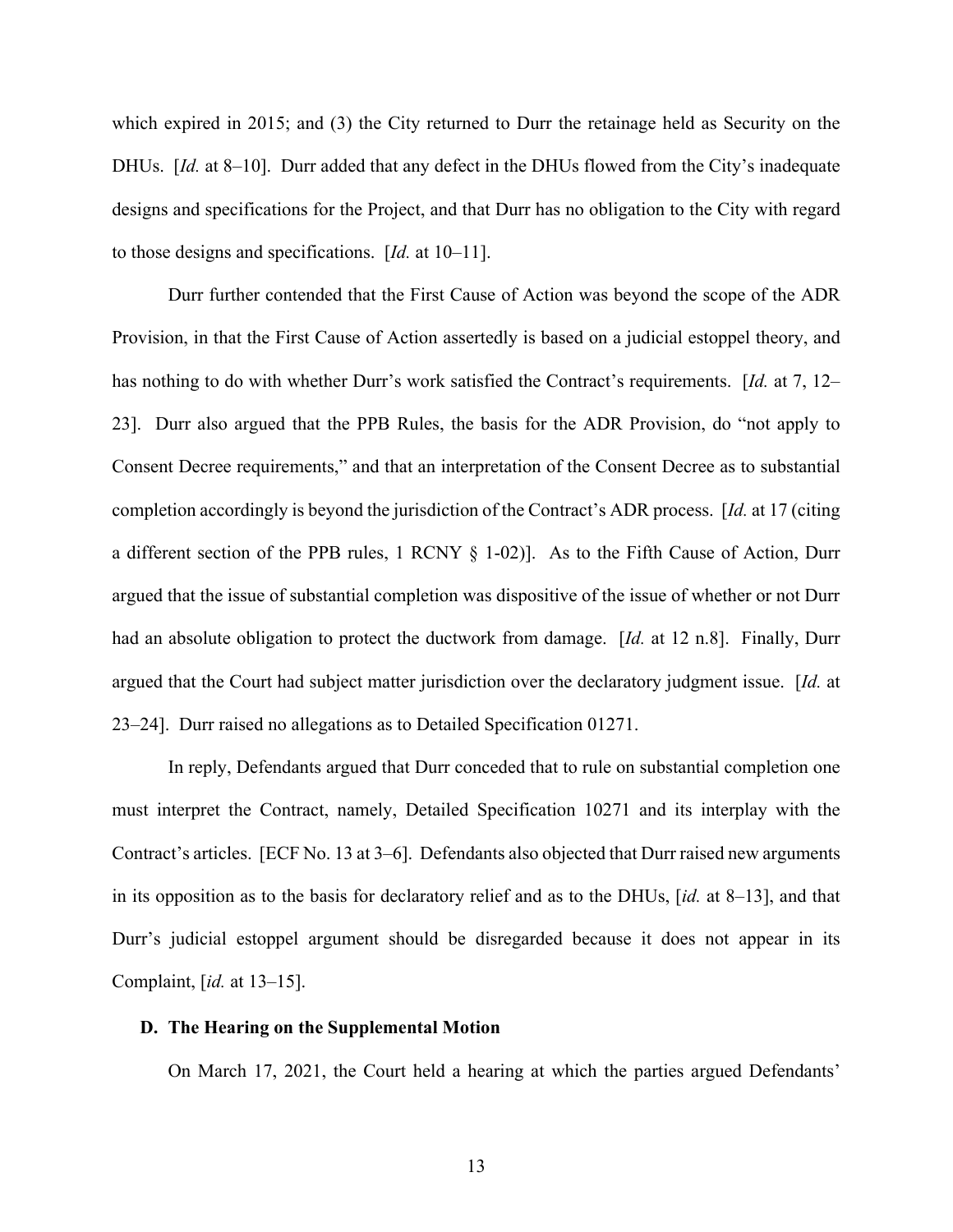which expired in 2015; and (3) the City returned to Durr the retainage held as Security on the DHUs. [*Id.* at 8–10]. Durr added that any defect in the DHUs flowed from the City's inadequate designs and specifications for the Project, and that Durr has no obligation to the City with regard to those designs and specifications. [*Id.* at 10–11].

Durr further contended that the First Cause of Action was beyond the scope of the ADR Provision, in that the First Cause of Action assertedly is based on a judicial estoppel theory, and has nothing to do with whether Durr's work satisfied the Contract's requirements. [*Id.* at 7, 12–23]. Durr also argued that the PPB Rules, the basis for the ADR Provision, do "not apply to Consent Decree requirements," and that an interpretation of the Consent Decree as to substantial completion accordingly is beyond the jurisdiction of the Contract's ADR process. [*Id.* at 17 (citing a different section of the PPB rules, 1 RCNY § 1-02)]. As to the Fifth Cause of Action, Durr argued that the issue of substantial completion was dispositive of the issue of whether or not Durr had an absolute obligation to protect the ductwork from damage. [*Id.* at 12 n.8]. Finally, Durr argued that the Court had subject matter jurisdiction over the declaratory judgment issue. [*Id.* at 23–24]. Durr raised no allegations as to Detailed Specification 01271.

In reply, Defendants argued that Durr conceded that to rule on substantial completion one must interpret the Contract, namely, Detailed Specification 10271 and its interplay with the Contract's articles. [ECF No. 13 at 3–6]. Defendants also objected that Durr raised new arguments in its opposition as to the basis for declaratory relief and as to the DHUs, [*id.* at 8–13], and that Durr's judicial estoppel argument should be disregarded because it does not appear in its Complaint, [*id.* at 13–15].

### D. The Hearing on the Supplemental Motion

On March 17, 2021, the Court held a hearing at which the parties argued Defendants'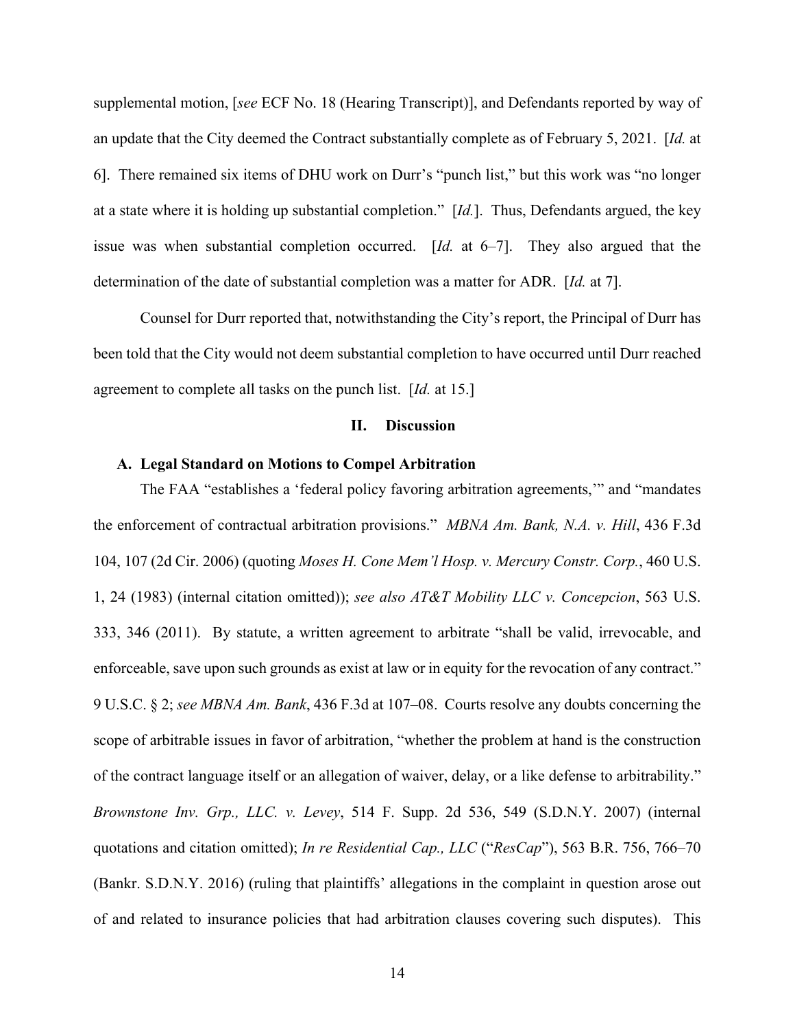supplemental motion, [*see* ECF No. 18 (Hearing Transcript)], and Defendants reported by way of an update that the City deemed the Contract substantially complete as of February 5, 2021. [*Id.* at 6]. There remained six items of DHU work on Durr's "punch list," but this work was "no longer at a state where it is holding up substantial completion." [*Id.*]. Thus, Defendants argued, the key issue was when substantial completion occurred. [*Id.* at 6–7]. They also argued that the determination of the date of substantial completion was a matter for ADR. [*Id.* at 7].

Counsel for Durr reported that, notwithstanding the City's report, the Principal of Durr has been told that the City would not deem substantial completion to have occurred until Durr reached agreement to complete all tasks on the punch list. [*Id.* at 15.]

## II. Discussion

### A. Legal Standard on Motions to Compel Arbitration

The FAA "establishes a 'federal policy favoring arbitration agreements,'" and "mandates the enforcement of contractual arbitration provisions." *MBNA Am. Bank, N.A. v. Hill*, 436 F.3d 104, 107 (2d Cir. 2006) (quoting *Moses H. Cone Mem'l Hosp. v. Mercury Constr. Corp.*, 460 U.S. 1, 24 (1983) (internal citation omitted)); *see also AT&T Mobility LLC v. Concepcion*, 563 U.S. 333, 346 (2011). By statute, a written agreement to arbitrate "shall be valid, irrevocable, and enforceable, save upon such grounds as exist at law or in equity for the revocation of any contract." 9 U.S.C. § 2; *see MBNA Am. Bank*, 436 F.3d at 107–08. Courts resolve any doubts concerning the scope of arbitrable issues in favor of arbitration, "whether the problem at hand is the construction of the contract language itself or an allegation of waiver, delay, or a like defense to arbitrability." *Brownstone Inv. Grp., LLC. v. Levey*, 514 F. Supp. 2d 536, 549 (S.D.N.Y. 2007) (internal quotations and citation omitted); *In re Residential Cap., LLC* ("*ResCap*"), 563 B.R. 756, 766–70 (Bankr. S.D.N.Y. 2016) (ruling that plaintiffs' allegations in the complaint in question arose out of and related to insurance policies that had arbitration clauses covering such disputes). This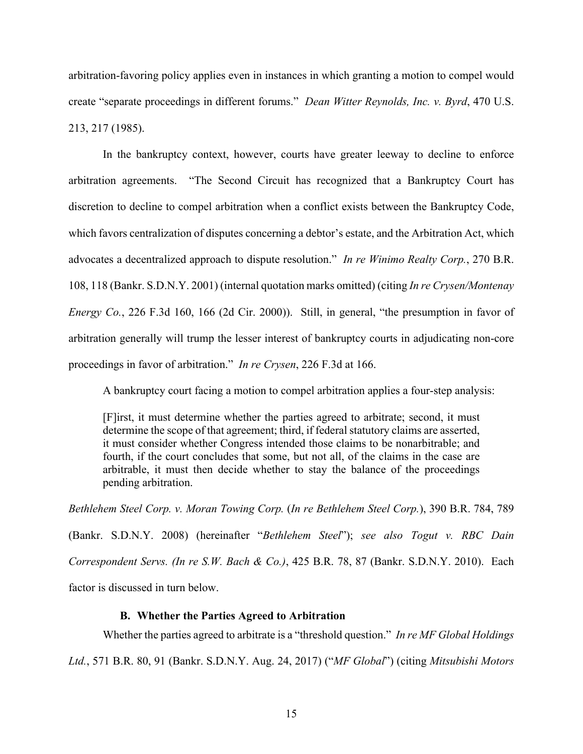arbitration-favoring policy applies even in instances in which granting a motion to compel would create "separate proceedings in different forums." *Dean Witter Reynolds, Inc. v. Byrd*, 470 U.S. 213, 217 (1985).

In the bankruptcy context, however, courts have greater leeway to decline to enforce arbitration agreements. "The Second Circuit has recognized that a Bankruptcy Court has discretion to decline to compel arbitration when a conflict exists between the Bankruptcy Code, which favors centralization of disputes concerning a debtor's estate, and the Arbitration Act, which advocates a decentralized approach to dispute resolution." *In re Winimo Realty Corp.*, 270 B.R. 108, 118 (Bankr. S.D.N.Y. 2001) (internal quotation marks omitted) (citing *In re Crysen/Montenay Energy Co.*, 226 F.3d 160, 166 (2d Cir. 2000)). Still, in general, "the presumption in favor of arbitration generally will trump the lesser interest of bankruptcy courts in adjudicating non-core proceedings in favor of arbitration." *In re Crysen*, 226 F.3d at 166.

A bankruptcy court facing a motion to compel arbitration applies a four-step analysis:

> [F]irst, it must determine whether the parties agreed to arbitrate; second, it must determine the scope of that agreement; third, if federal statutory claims are asserted, it must consider whether Congress intended those claims to be nonarbitrable; and fourth, if the court concludes that some, but not all, of the claims in the case are arbitrable, it must then decide whether to stay the balance of the proceedings pending arbitration.

*Bethlehem Steel Corp. v. Moran Towing Corp.* (*In re Bethlehem Steel Corp.*), 390 B.R. 784, 789 (Bankr. S.D.N.Y. 2008) (hereinafter "*Bethlehem Steel*"); *see also Togut v. RBC Dain Correspondent Servs. (In re S.W. Bach & Co.)*, 425 B.R. 78, 87 (Bankr. S.D.N.Y. 2010). Each factor is discussed in turn below.

### B. Whether the Parties Agreed to Arbitration

Whether the parties agreed to arbitrate is a "threshold question." *In re MF Global Holdings Ltd.*, 571 B.R. 80, 91 (Bankr. S.D.N.Y. Aug. 24, 2017) ("*MF Global*") (citing *Mitsubishi Motors*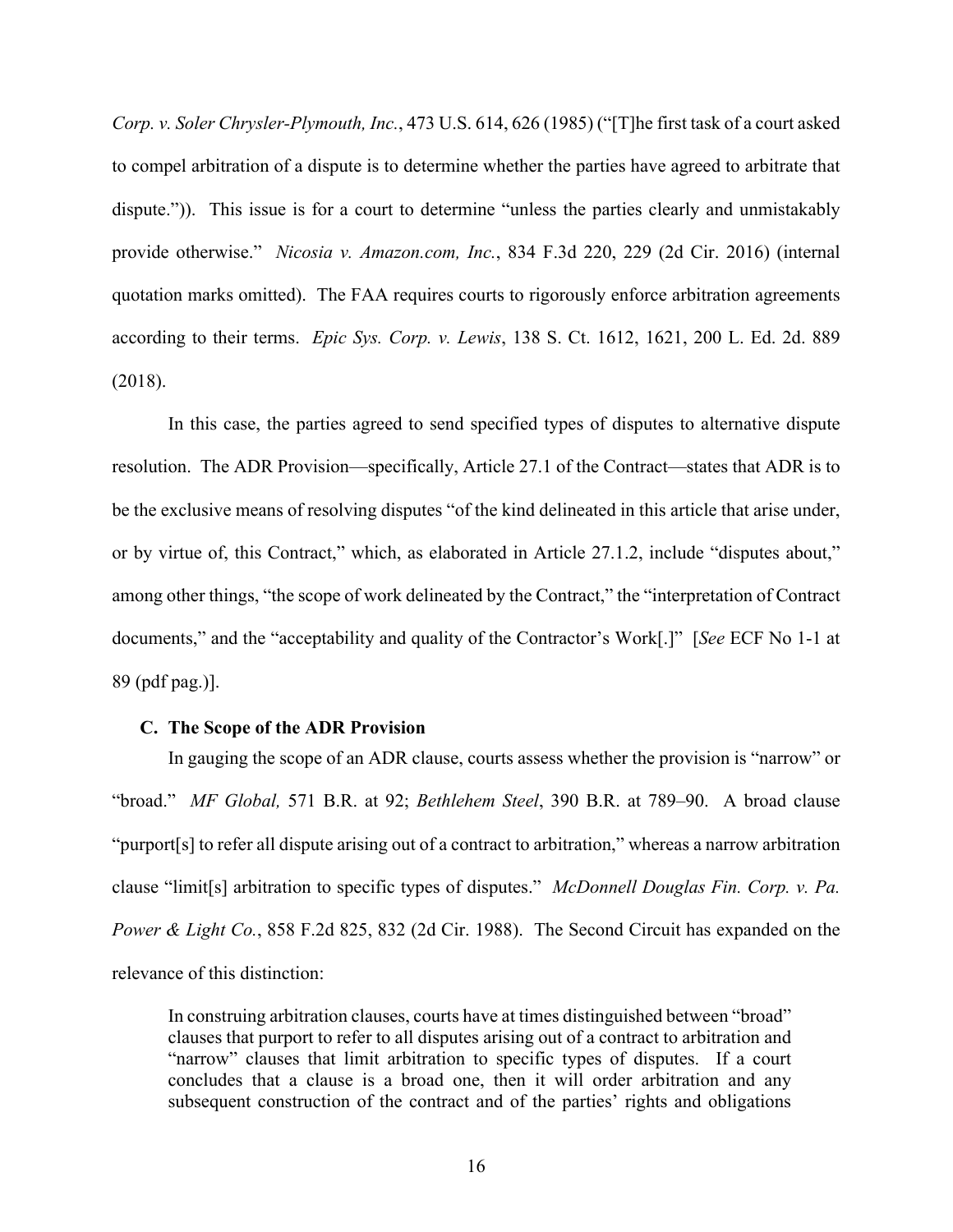*Corp. v. Soler Chrysler-Plymouth, Inc.*, 473 U.S. 614, 626 (1985) ("[T]he first task of a court asked to compel arbitration of a dispute is to determine whether the parties have agreed to arbitrate that dispute.")). This issue is for a court to determine "unless the parties clearly and unmistakably provide otherwise." *Nicosia v. Amazon.com, Inc.*, 834 F.3d 220, 229 (2d Cir. 2016) (internal quotation marks omitted). The FAA requires courts to rigorously enforce arbitration agreements according to their terms. *Epic Sys. Corp. v. Lewis*, 138 S. Ct. 1612, 1621, 200 L. Ed. 2d. 889 (2018).

In this case, the parties agreed to send specified types of disputes to alternative dispute resolution. The ADR Provision—specifically, Article 27.1 of the Contract—states that ADR is to be the exclusive means of resolving disputes "of the kind delineated in this article that arise under, or by virtue of, this Contract," which, as elaborated in Article 27.1.2, include "disputes about," among other things, "the scope of work delineated by the Contract," the "interpretation of Contract documents," and the "acceptability and quality of the Contractor's Work[.]" [*See* ECF No 1-1 at 89 (pdf pag.)].

### C. The Scope of the ADR Provision

In gauging the scope of an ADR clause, courts assess whether the provision is "narrow" or "broad." *MF Global,* 571 B.R. at 92; *Bethlehem Steel*, 390 B.R. at 789–90. A broad clause "purport[s] to refer all dispute arising out of a contract to arbitration," whereas a narrow arbitration clause "limit[s] arbitration to specific types of disputes." *McDonnell Douglas Fin. Corp. v. Pa. Power & Light Co.*, 858 F.2d 825, 832 (2d Cir. 1988). The Second Circuit has expanded on the relevance of this distinction:

> In construing arbitration clauses, courts have at times distinguished between "broad" clauses that purport to refer to all disputes arising out of a contract to arbitration and "narrow" clauses that limit arbitration to specific types of disputes. If a court concludes that a clause is a broad one, then it will order arbitration and any subsequent construction of the contract and of the parties' rights and obligations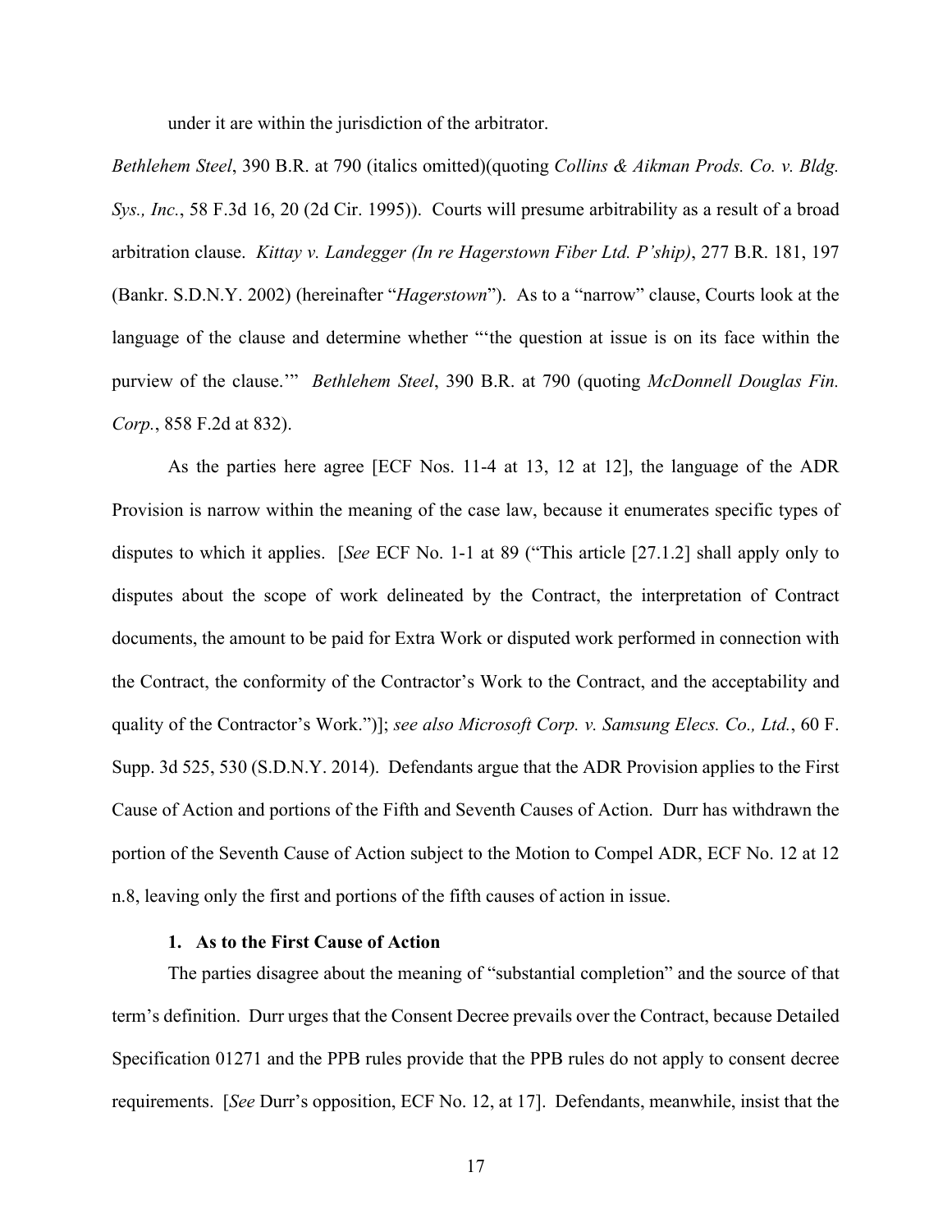under it are within the jurisdiction of the arbitrator.

*Bethlehem Steel*, 390 B.R. at 790 (italics omitted)(quoting *Collins & Aikman Prods. Co. v. Bldg. Sys., Inc.*, 58 F.3d 16, 20 (2d Cir. 1995)). Courts will presume arbitrability as a result of a broad arbitration clause. *Kittay v. Landegger (In re Hagerstown Fiber Ltd. P'ship)*, 277 B.R. 181, 197 (Bankr. S.D.N.Y. 2002) (hereinafter "*Hagerstown*"). As to a "narrow" clause, Courts look at the language of the clause and determine whether "'the question at issue is on its face within the purview of the clause.'" *Bethlehem Steel*, 390 B.R. at 790 (quoting *McDonnell Douglas Fin. Corp.*, 858 F.2d at 832).

As the parties here agree [ECF Nos. 11-4 at 13, 12 at 12], the language of the ADR Provision is narrow within the meaning of the case law, because it enumerates specific types of disputes to which it applies. [*See* ECF No. 1-1 at 89 ("This article [27.1.2] shall apply only to disputes about the scope of work delineated by the Contract, the interpretation of Contract documents, the amount to be paid for Extra Work or disputed work performed in connection with the Contract, the conformity of the Contractor's Work to the Contract, and the acceptability and quality of the Contractor's Work.")]; *see also Microsoft Corp. v. Samsung Elecs. Co., Ltd.*, 60 F. Supp. 3d 525, 530 (S.D.N.Y. 2014). Defendants argue that the ADR Provision applies to the First Cause of Action and portions of the Fifth and Seventh Causes of Action. Durr has withdrawn the portion of the Seventh Cause of Action subject to the Motion to Compel ADR, ECF No. 12 at 12 n.8, leaving only the first and portions of the fifth causes of action in issue.

#### 1. As to the First Cause of Action

The parties disagree about the meaning of "substantial completion" and the source of that term's definition. Durr urges that the Consent Decree prevails over the Contract, because Detailed Specification 01271 and the PPB rules provide that the PPB rules do not apply to consent decree requirements. [*See* Durr's opposition, ECF No. 12, at 17]. Defendants, meanwhile, insist that the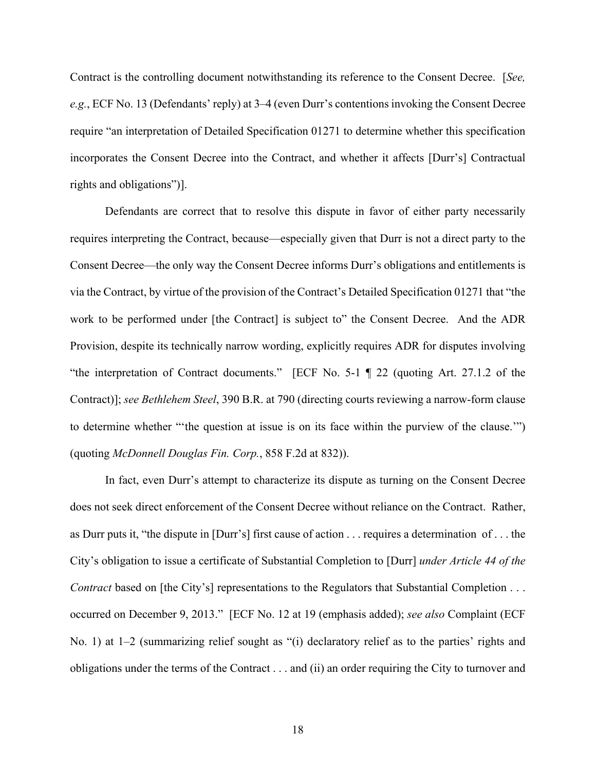Contract is the controlling document notwithstanding its reference to the Consent Decree. [*See, e.g.*, ECF No. 13 (Defendants' reply) at 3–4 (even Durr's contentions invoking the Consent Decree require "an interpretation of Detailed Specification 01271 to determine whether this specification incorporates the Consent Decree into the Contract, and whether it affects [Durr's] Contractual rights and obligations")].

Defendants are correct that to resolve this dispute in favor of either party necessarily requires interpreting the Contract, because—especially given that Durr is not a direct party to the Consent Decree—the only way the Consent Decree informs Durr's obligations and entitlements is via the Contract, by virtue of the provision of the Contract's Detailed Specification 01271 that "the work to be performed under [the Contract] is subject to" the Consent Decree. And the ADR Provision, despite its technically narrow wording, explicitly requires ADR for disputes involving "the interpretation of Contract documents." [ECF No. 5-1 ¶ 22 (quoting Art. 27.1.2 of the Contract)]; *see Bethlehem Steel*, 390 B.R. at 790 (directing courts reviewing a narrow-form clause to determine whether "'the question at issue is on its face within the purview of the clause.'") (quoting *McDonnell Douglas Fin. Corp.*, 858 F.2d at 832)).

In fact, even Durr's attempt to characterize its dispute as turning on the Consent Decree does not seek direct enforcement of the Consent Decree without reliance on the Contract. Rather, as Durr puts it, "the dispute in [Durr's] first cause of action . . . requires a determination of . . . the City's obligation to issue a certificate of Substantial Completion to [Durr] *under Article 44 of the Contract* based on [the City's] representations to the Regulators that Substantial Completion . . . occurred on December 9, 2013." [ECF No. 12 at 19 (emphasis added); *see also* Complaint (ECF No. 1) at 1–2 (summarizing relief sought as "(i) declaratory relief as to the parties' rights and obligations under the terms of the Contract . . . and (ii) an order requiring the City to turnover and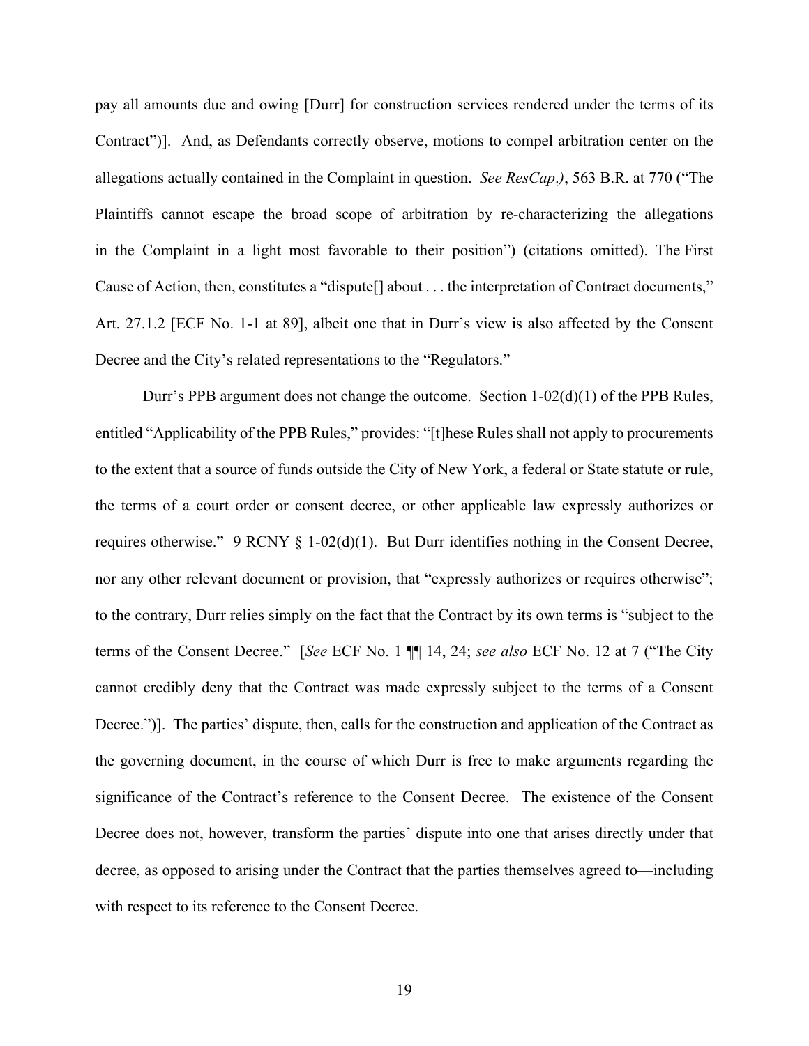pay all amounts due and owing [Durr] for construction services rendered under the terms of its Contract")]. And, as Defendants correctly observe, motions to compel arbitration center on the allegations actually contained in the Complaint in question. *See ResCap.)*, 563 B.R. at 770 ("The Plaintiffs cannot escape the broad scope of arbitration by re-characterizing the allegations in the Complaint in a light most favorable to their position") (citations omitted). The First Cause of Action, then, constitutes a "dispute[] about . . . the interpretation of Contract documents," Art. 27.1.2 [ECF No. 1-1 at 89], albeit one that in Durr's view is also affected by the Consent Decree and the City's related representations to the "Regulators."

Durr's PPB argument does not change the outcome. Section 1-02(d)(1) of the PPB Rules, entitled "Applicability of the PPB Rules," provides: "[t]hese Rules shall not apply to procurements to the extent that a source of funds outside the City of New York, a federal or State statute or rule, the terms of a court order or consent decree, or other applicable law expressly authorizes or requires otherwise." 9 RCNY § 1-02(d)(1). But Durr identifies nothing in the Consent Decree, nor any other relevant document or provision, that "expressly authorizes or requires otherwise"; to the contrary, Durr relies simply on the fact that the Contract by its own terms is "subject to the terms of the Consent Decree." [*See* ECF No. 1 ¶¶ 14, 24; *see also* ECF No. 12 at 7 ("The City cannot credibly deny that the Contract was made expressly subject to the terms of a Consent Decree.")]. The parties' dispute, then, calls for the construction and application of the Contract as the governing document, in the course of which Durr is free to make arguments regarding the significance of the Contract's reference to the Consent Decree. The existence of the Consent Decree does not, however, transform the parties' dispute into one that arises directly under that decree, as opposed to arising under the Contract that the parties themselves agreed to—including with respect to its reference to the Consent Decree.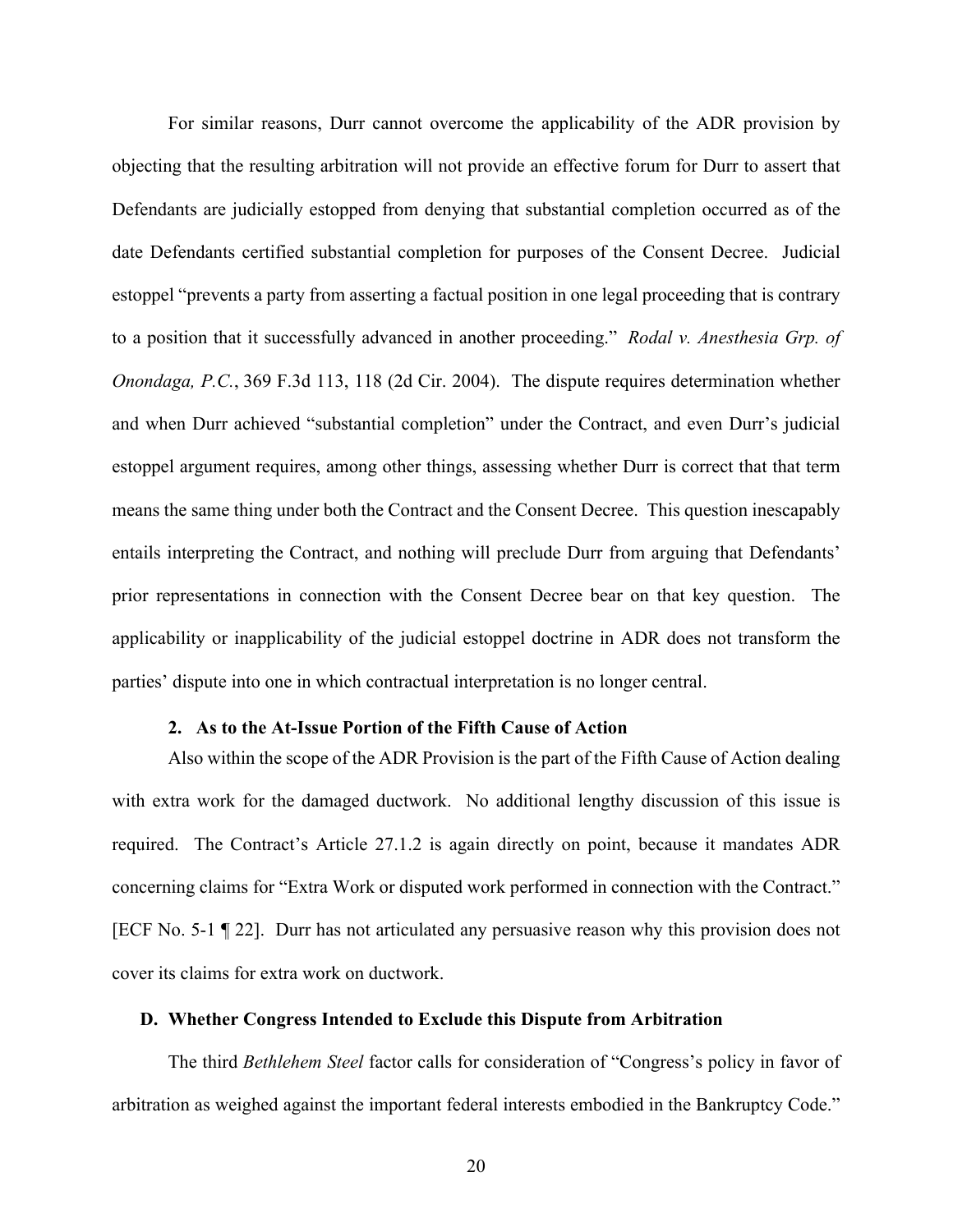For similar reasons, Durr cannot overcome the applicability of the ADR provision by objecting that the resulting arbitration will not provide an effective forum for Durr to assert that Defendants are judicially estopped from denying that substantial completion occurred as of the date Defendants certified substantial completion for purposes of the Consent Decree. Judicial estoppel "prevents a party from asserting a factual position in one legal proceeding that is contrary to a position that it successfully advanced in another proceeding." *Rodal v. Anesthesia Grp. of Onondaga, P.C.*, 369 F.3d 113, 118 (2d Cir. 2004). The dispute requires determination whether and when Durr achieved "substantial completion" under the Contract, and even Durr's judicial estoppel argument requires, among other things, assessing whether Durr is correct that that term means the same thing under both the Contract and the Consent Decree. This question inescapably entails interpreting the Contract, and nothing will preclude Durr from arguing that Defendants' prior representations in connection with the Consent Decree bear on that key question. The applicability or inapplicability of the judicial estoppel doctrine in ADR does not transform the parties' dispute into one in which contractual interpretation is no longer central.

#### 2. As to the At-Issue Portion of the Fifth Cause of Action

Also within the scope of the ADR Provision is the part of the Fifth Cause of Action dealing with extra work for the damaged ductwork. No additional lengthy discussion of this issue is required. The Contract's Article 27.1.2 is again directly on point, because it mandates ADR concerning claims for "Extra Work or disputed work performed in connection with the Contract." [ECF No. 5-1 ¶ 22]. Durr has not articulated any persuasive reason why this provision does not cover its claims for extra work on ductwork.

### D. Whether Congress Intended to Exclude this Dispute from Arbitration

The third *Bethlehem Steel* factor calls for consideration of "Congress's policy in favor of arbitration as weighed against the important federal interests embodied in the Bankruptcy Code."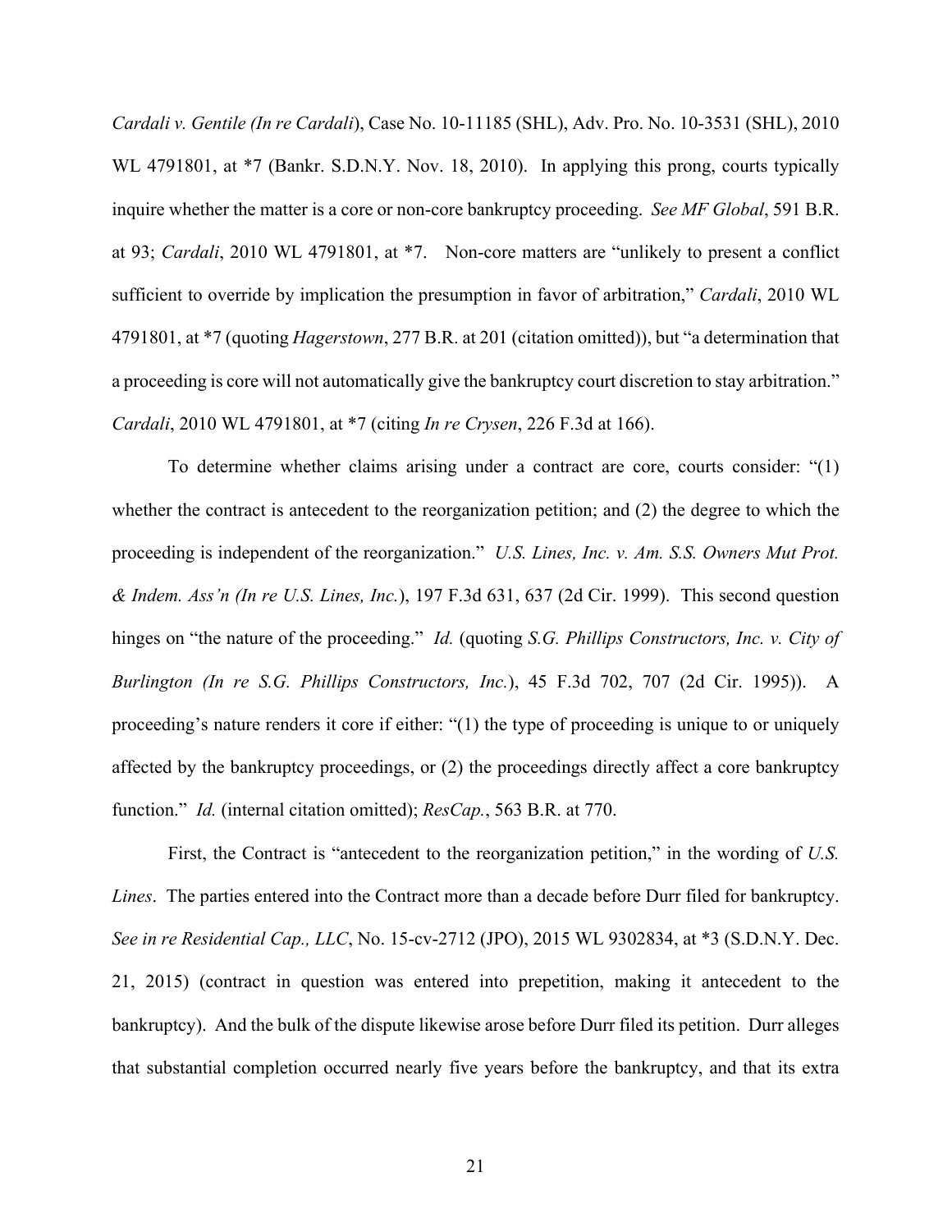*Cardali v. Gentile (In re Cardali)*, Case No. 10-11185 (SHL), Adv. Pro. No. 10-3531 (SHL), 2010 WL 4791801, at *7 (Bankr. S.D.N.Y. Nov. 18, 2010). In applying this prong, courts typically inquire whether the matter is a core or non-core bankruptcy proceeding. *See MF Global*, 591 B.R. at 93; *Cardali*, 2010 WL 4791801, at *7. Non-core matters are "unlikely to present a conflict sufficient to override by implication the presumption in favor of arbitration," *Cardali*, 2010 WL 4791801, at *7 (quoting *Hagerstown*, 277 B.R. at 201 (citation omitted)), but "a determination that a proceeding is core will not automatically give the bankruptcy court discretion to stay arbitration." *Cardali*, 2010 WL 4791801, at *7 (citing *In re Crysen*, 226 F.3d at 166).

To determine whether claims arising under a contract are core, courts consider: "(1) whether the contract is antecedent to the reorganization petition; and (2) the degree to which the proceeding is independent of the reorganization." *U.S. Lines, Inc. v. Am. S.S. Owners Mut Prot. & Indem. Ass'n (In re U.S. Lines, Inc.)*, 197 F.3d 631, 637 (2d Cir. 1999). This second question hinges on "the nature of the proceeding." *Id.* (quoting *S.G. Phillips Constructors, Inc. v. City of Burlington (In re S.G. Phillips Constructors, Inc.)*, 45 F.3d 702, 707 (2d Cir. 1995)). A proceeding's nature renders it core if either: "(1) the type of proceeding is unique to or uniquely affected by the bankruptcy proceedings, or (2) the proceedings directly affect a core bankruptcy function." *Id.* (internal citation omitted); *ResCap.*, 563 B.R. at 770.

First, the Contract is "antecedent to the reorganization petition," in the wording of *U.S. Lines*. The parties entered into the Contract more than a decade before Durr filed for bankruptcy. *See in re Residential Cap., LLC*, No. 15-cv-2712 (JPO), 2015 WL 9302834, at *3 (S.D.N.Y. Dec. 21, 2015) (contract in question was entered into prepetition, making it antecedent to the bankruptcy). And the bulk of the dispute likewise arose before Durr filed its petition. Durr alleges that substantial completion occurred nearly five years before the bankruptcy, and that its extra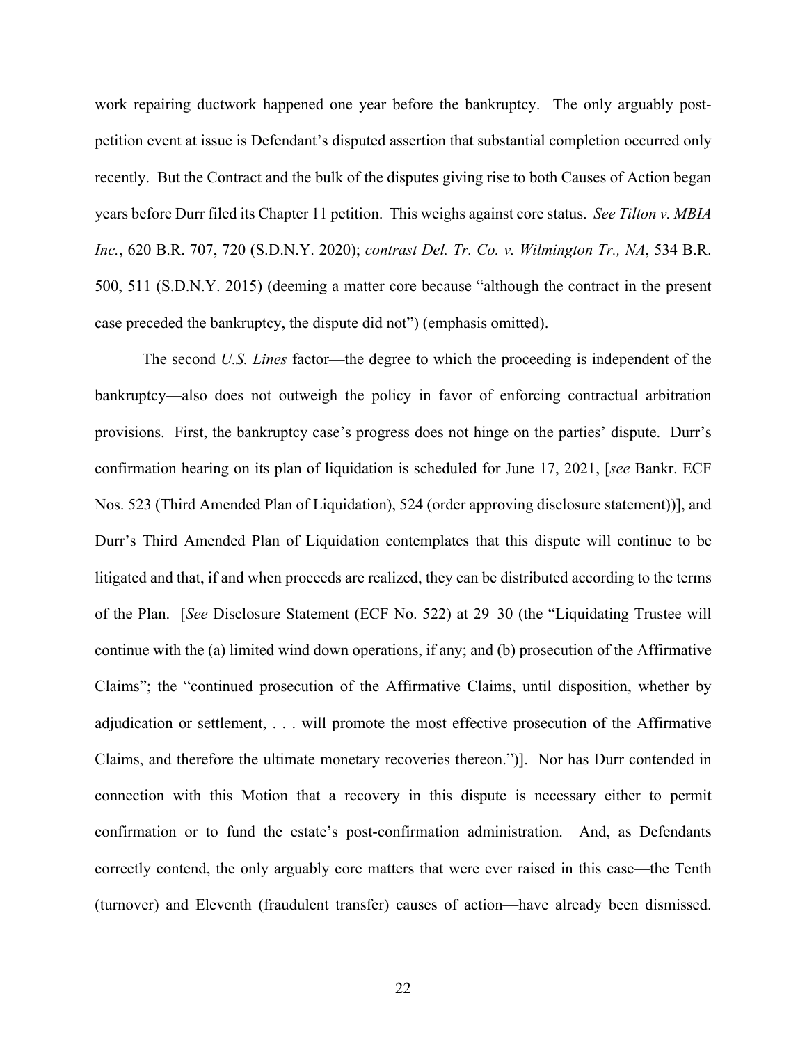work repairing ductwork happened one year before the bankruptcy. The only arguably post-petition event at issue is Defendant's disputed assertion that substantial completion occurred only recently. But the Contract and the bulk of the disputes giving rise to both Causes of Action began years before Durr filed its Chapter 11 petition. This weighs against core status. *See Tilton v. MBIA Inc.*, 620 B.R. 707, 720 (S.D.N.Y. 2020); *contrast Del. Tr. Co. v. Wilmington Tr., NA*, 534 B.R. 500, 511 (S.D.N.Y. 2015) (deeming a matter core because "although the contract in the present case preceded the bankruptcy, the dispute did not") (emphasis omitted).

The second *U.S. Lines* factor—the degree to which the proceeding is independent of the bankruptcy—also does not outweigh the policy in favor of enforcing contractual arbitration provisions. First, the bankruptcy case's progress does not hinge on the parties' dispute. Durr's confirmation hearing on its plan of liquidation is scheduled for June 17, 2021, [*see* Bankr. ECF Nos. 523 (Third Amended Plan of Liquidation), 524 (order approving disclosure statement))], and Durr's Third Amended Plan of Liquidation contemplates that this dispute will continue to be litigated and that, if and when proceeds are realized, they can be distributed according to the terms of the Plan. [*See* Disclosure Statement (ECF No. 522) at 29–30 (the "Liquidating Trustee will continue with the (a) limited wind down operations, if any; and (b) prosecution of the Affirmative Claims"; the "continued prosecution of the Affirmative Claims, until disposition, whether by adjudication or settlement, . . . will promote the most effective prosecution of the Affirmative Claims, and therefore the ultimate monetary recoveries thereon.")]. Nor has Durr contended in connection with this Motion that a recovery in this dispute is necessary either to permit confirmation or to fund the estate's post-confirmation administration. And, as Defendants correctly contend, the only arguably core matters that were ever raised in this case—the Tenth (turnover) and Eleventh (fraudulent transfer) causes of action—have already been dismissed.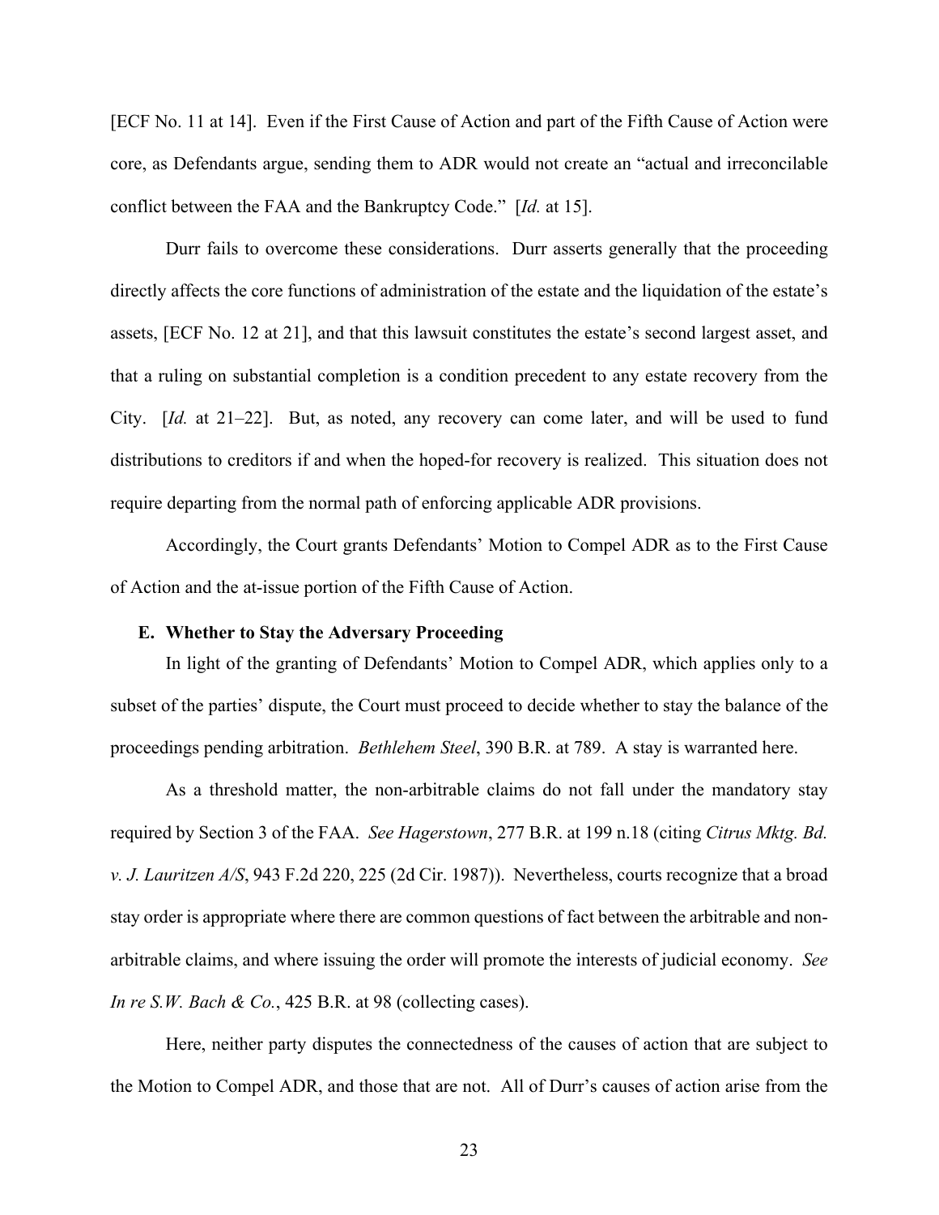[ECF No. 11 at 14]. Even if the First Cause of Action and part of the Fifth Cause of Action were core, as Defendants argue, sending them to ADR would not create an "actual and irreconcilable conflict between the FAA and the Bankruptcy Code." [*Id.* at 15].

Durr fails to overcome these considerations. Durr asserts generally that the proceeding directly affects the core functions of administration of the estate and the liquidation of the estate's assets, [ECF No. 12 at 21], and that this lawsuit constitutes the estate's second largest asset, and that a ruling on substantial completion is a condition precedent to any estate recovery from the City. [*Id.* at 21–22]. But, as noted, any recovery can come later, and will be used to fund distributions to creditors if and when the hoped-for recovery is realized. This situation does not require departing from the normal path of enforcing applicable ADR provisions.

Accordingly, the Court grants Defendants' Motion to Compel ADR as to the First Cause of Action and the at-issue portion of the Fifth Cause of Action.

### E. Whether to Stay the Adversary Proceeding

In light of the granting of Defendants' Motion to Compel ADR, which applies only to a subset of the parties' dispute, the Court must proceed to decide whether to stay the balance of the proceedings pending arbitration. *Bethlehem Steel*, 390 B.R. at 789. A stay is warranted here.

As a threshold matter, the non-arbitrable claims do not fall under the mandatory stay required by Section 3 of the FAA. *See Hagerstown*, 277 B.R. at 199 n.18 (citing *Citrus Mktg. Bd. v. J. Lauritzen A/S*, 943 F.2d 220, 225 (2d Cir. 1987)). Nevertheless, courts recognize that a broad stay order is appropriate where there are common questions of fact between the arbitrable and non-arbitrable claims, and where issuing the order will promote the interests of judicial economy. *See In re S.W. Bach & Co.*, 425 B.R. at 98 (collecting cases).

Here, neither party disputes the connectedness of the causes of action that are subject to the Motion to Compel ADR, and those that are not. All of Durr's causes of action arise from the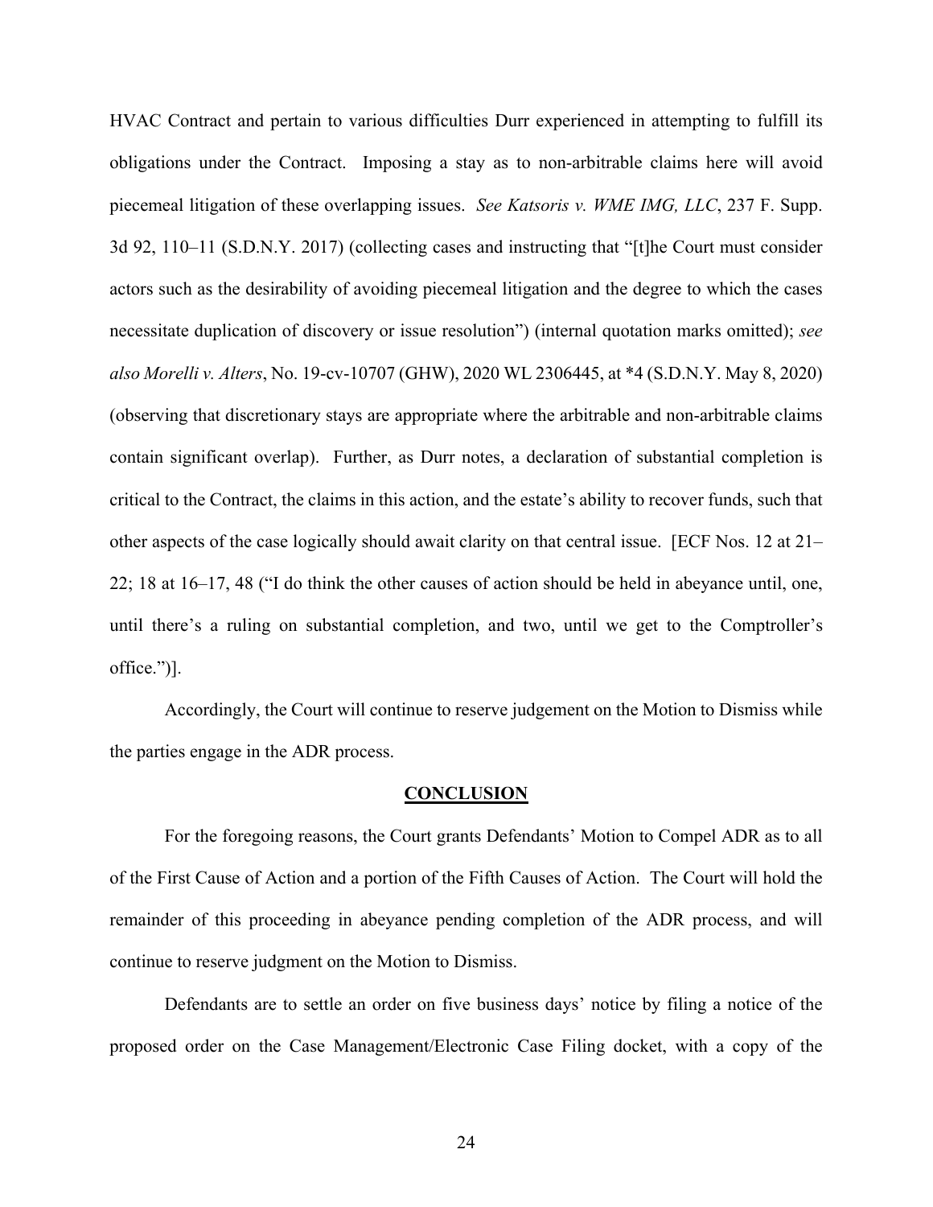HVAC Contract and pertain to various difficulties Durr experienced in attempting to fulfill its obligations under the Contract. Imposing a stay as to non-arbitrable claims here will avoid piecemeal litigation of these overlapping issues. *See Katsoris v. WME IMG, LLC*, 237 F. Supp. 3d 92, 110–11 (S.D.N.Y. 2017) (collecting cases and instructing that "[t]he Court must consider actors such as the desirability of avoiding piecemeal litigation and the degree to which the cases necessitate duplication of discovery or issue resolution") (internal quotation marks omitted); *see also Morelli v. Alters*, No. 19-cv-10707 (GHW), 2020 WL 2306445, at *4 (S.D.N.Y. May 8, 2020) (observing that discretionary stays are appropriate where the arbitrable and non-arbitrable claims contain significant overlap). Further, as Durr notes, a declaration of substantial completion is critical to the Contract, the claims in this action, and the estate's ability to recover funds, such that other aspects of the case logically should await clarity on that central issue. [ECF Nos. 12 at 21–22; 18 at 16–17, 48 ("I do think the other causes of action should be held in abeyance until, one, until there's a ruling on substantial completion, and two, until we get to the Comptroller's office.")].

Accordingly, the Court will continue to reserve judgement on the Motion to Dismiss while the parties engage in the ADR process.

## CONCLUSION

For the foregoing reasons, the Court grants Defendants' Motion to Compel ADR as to all of the First Cause of Action and a portion of the Fifth Causes of Action. The Court will hold the remainder of this proceeding in abeyance pending completion of the ADR process, and will continue to reserve judgment on the Motion to Dismiss.

Defendants are to settle an order on five business days' notice by filing a notice of the proposed order on the Case Management/Electronic Case Filing docket, with a copy of the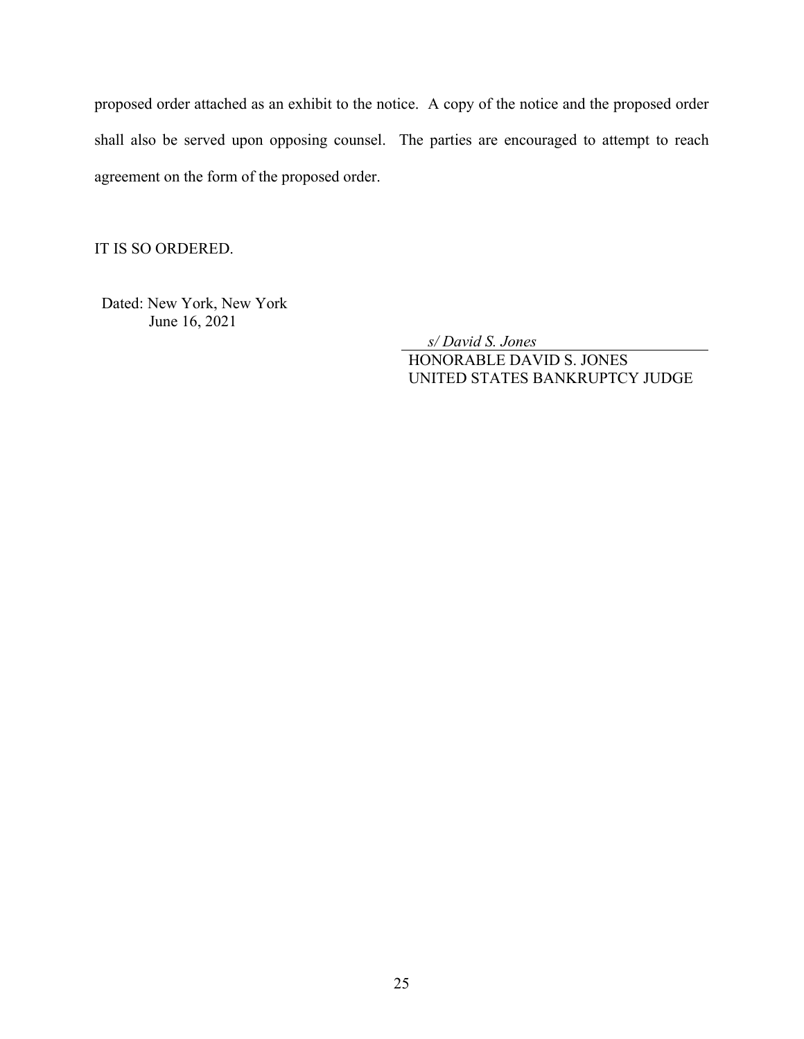proposed order attached as an exhibit to the notice. A copy of the notice and the proposed order shall also be served upon opposing counsel. The parties are encouraged to attempt to reach agreement on the form of the proposed order.

IT IS SO ORDERED.

Dated: New York, New York
June 16, 2021

*s/ David S. Jones*
HONORABLE DAVID S. JONES
UNITED STATES BANKRUPTCY JUDGE